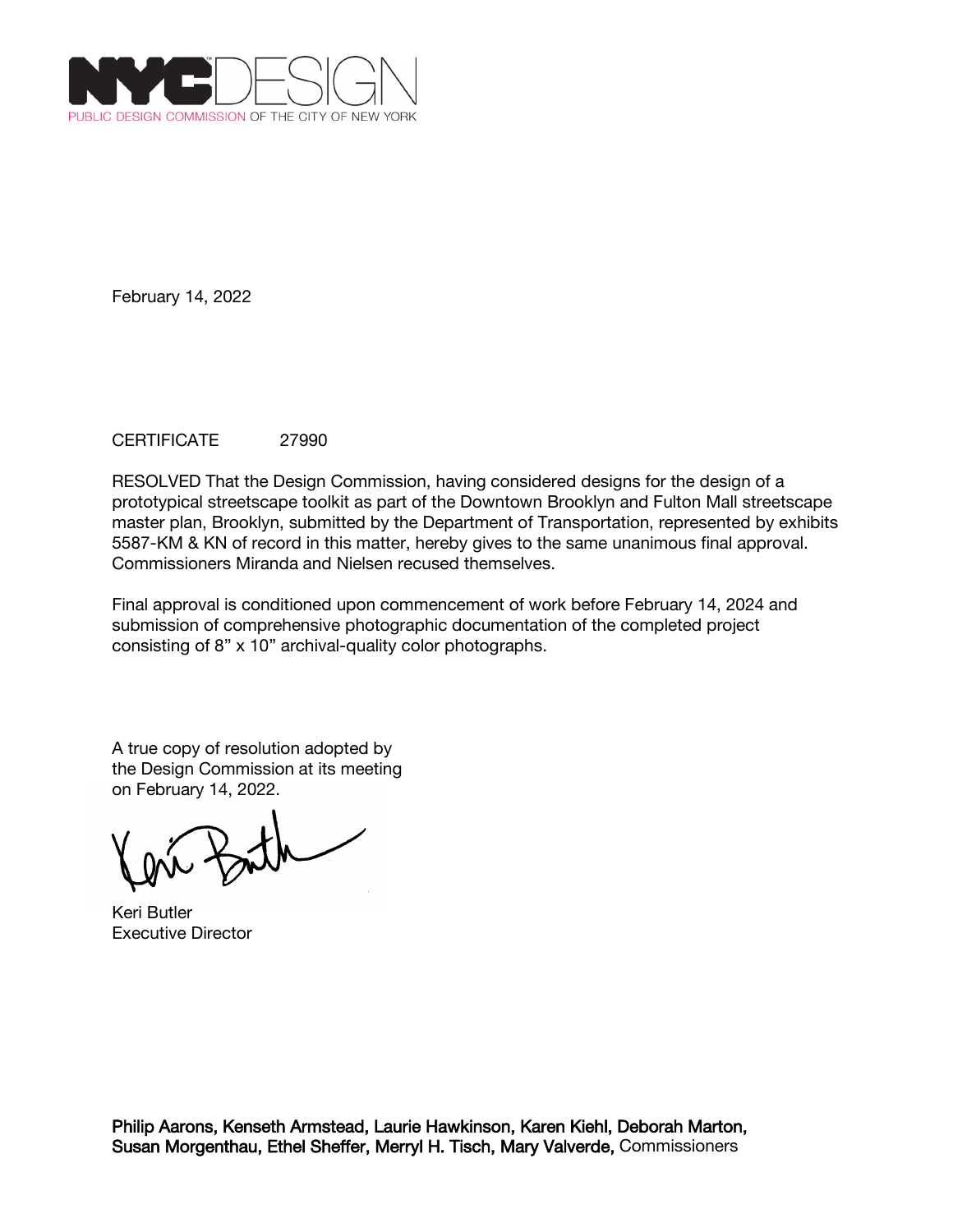NYCDESIGN
PUBLIC DESIGN COMMISSION OF THE CITY OF NEW YORK

February 14, 2022

CERTIFICATE 27990

RESOLVED That the Design Commission, having considered designs for the design of a prototypical streetscape toolkit as part of the Downtown Brooklyn and Fulton Mall streetscape master plan, Brooklyn, submitted by the Department of Transportation, represented by exhibits 5587-KM & KN of record in this matter, hereby gives to the same unanimous final approval. Commissioners Miranda and Nielsen recused themselves.

Final approval is conditioned upon commencement of work before February 14, 2024 and submission of comprehensive photographic documentation of the completed project consisting of 8" x 10" archival-quality color photographs.

A true copy of resolution adopted by the Design Commission at its meeting on February 14, 2022.

Keri Butler
Executive Director

**Philip Aarons, Kenseth Armstead, Laurie Hawkinson, Karen Kiehl, Deborah Marton, Susan Morgenthau, Ethel Sheffer, Merryl H. Tisch, Mary Valverde,** Commissioners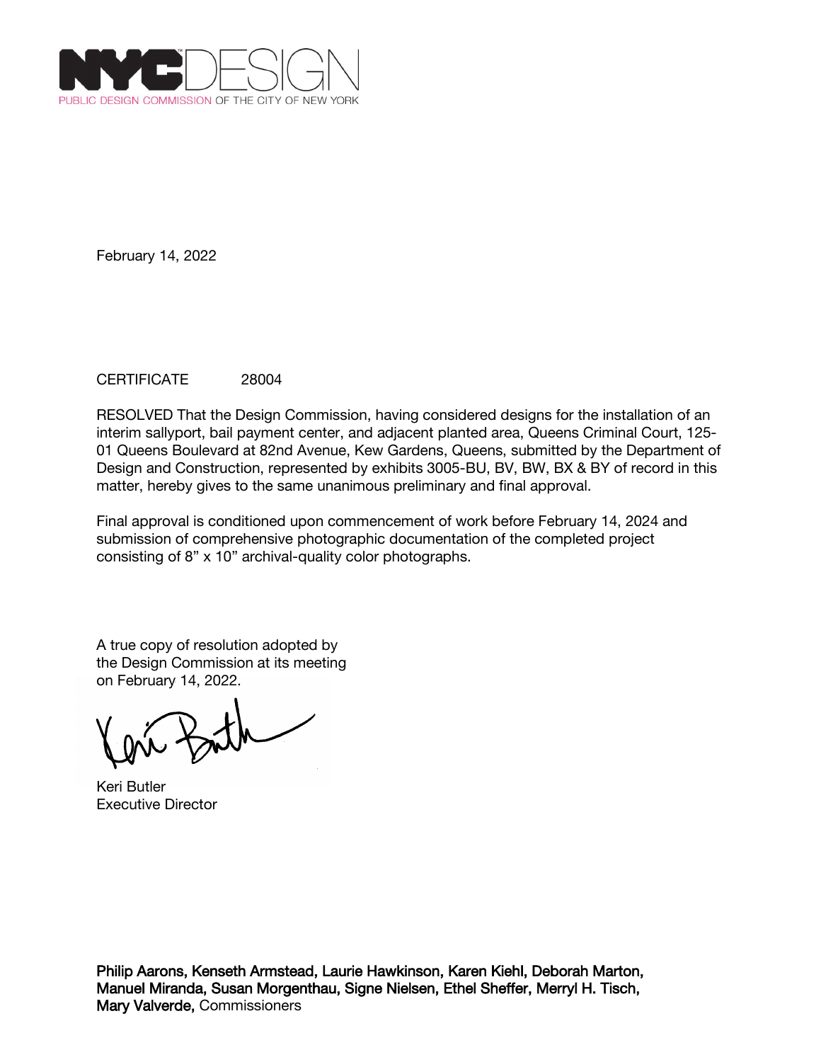NYCDESIGN
PUBLIC DESIGN COMMISSION OF THE CITY OF NEW YORK

February 14, 2022

CERTIFICATE 28004

RESOLVED That the Design Commission, having considered designs for the installation of an interim sallyport, bail payment center, and adjacent planted area, Queens Criminal Court, 125-01 Queens Boulevard at 82nd Avenue, Kew Gardens, Queens, submitted by the Department of Design and Construction, represented by exhibits 3005-BU, BV, BW, BX & BY of record in this matter, hereby gives to the same unanimous preliminary and final approval.

Final approval is conditioned upon commencement of work before February 14, 2024 and submission of comprehensive photographic documentation of the completed project consisting of 8" x 10" archival-quality color photographs.

A true copy of resolution adopted by the Design Commission at its meeting on February 14, 2022.

Keri Butler
Executive Director

**Philip Aarons, Kenseth Armstead, Laurie Hawkinson, Karen Kiehl, Deborah Marton, Manuel Miranda, Susan Morgenthau, Signe Nielsen, Ethel Sheffer, Merryl H. Tisch, Mary Valverde,** Commissioners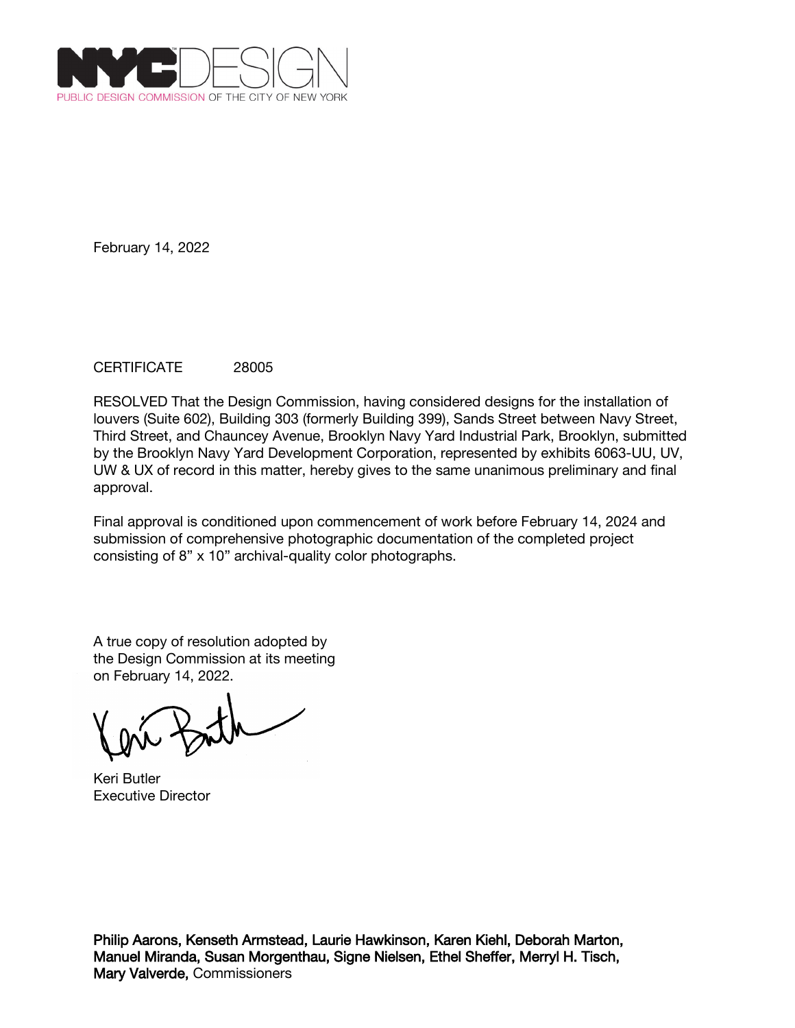NYC DESIGN
PUBLIC DESIGN COMMISSION OF THE CITY OF NEW YORK

February 14, 2022

CERTIFICATE 28005

RESOLVED That the Design Commission, having considered designs for the installation of louvers (Suite 602), Building 303 (formerly Building 399), Sands Street between Navy Street, Third Street, and Chauncey Avenue, Brooklyn Navy Yard Industrial Park, Brooklyn, submitted by the Brooklyn Navy Yard Development Corporation, represented by exhibits 6063-UU, UV, UW & UX of record in this matter, hereby gives to the same unanimous preliminary and final approval.

Final approval is conditioned upon commencement of work before February 14, 2024 and submission of comprehensive photographic documentation of the completed project consisting of 8" x 10" archival-quality color photographs.

A true copy of resolution adopted by the Design Commission at its meeting on February 14, 2022.

Keri Butler
Executive Director

**Philip Aarons, Kenseth Armstead, Laurie Hawkinson, Karen Kiehl, Deborah Marton, Manuel Miranda, Susan Morgenthau, Signe Nielsen, Ethel Sheffer, Merryl H. Tisch, Mary Valverde,** Commissioners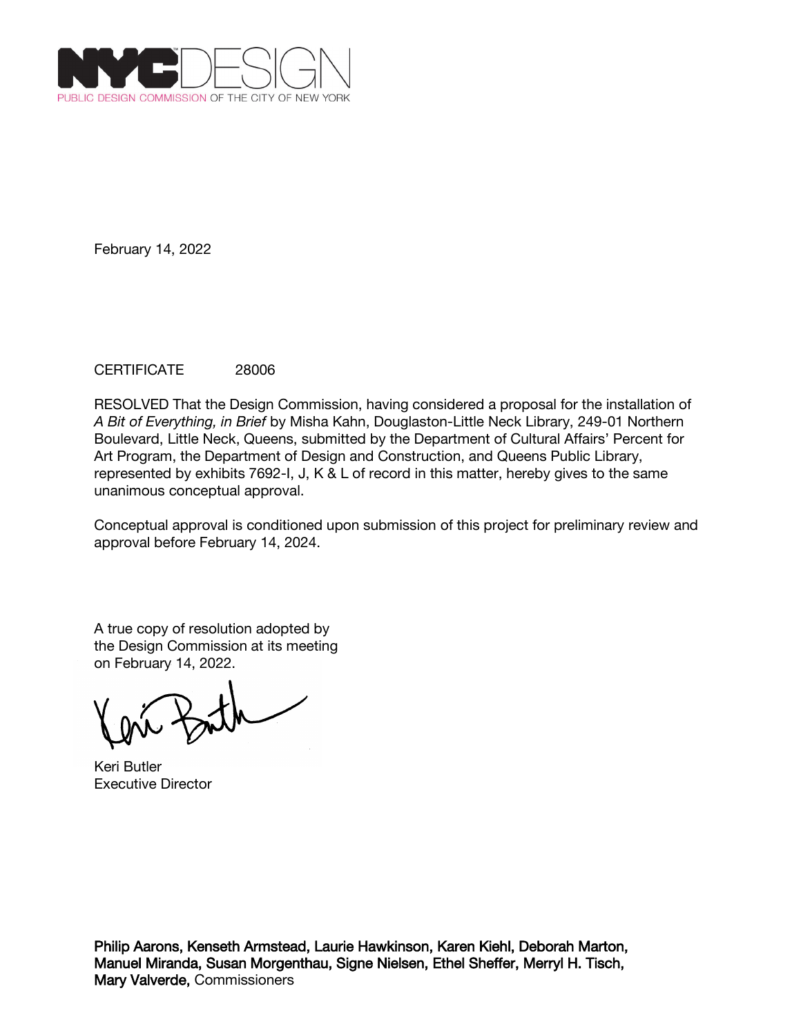NYCDESIGN
PUBLIC DESIGN COMMISSION OF THE CITY OF NEW YORK

February 14, 2022

CERTIFICATE 28006

RESOLVED That the Design Commission, having considered a proposal for the installation of *A Bit of Everything, in Brief* by Misha Kahn, Douglaston-Little Neck Library, 249-01 Northern Boulevard, Little Neck, Queens, submitted by the Department of Cultural Affairs' Percent for Art Program, the Department of Design and Construction, and Queens Public Library, represented by exhibits 7692-I, J, K & L of record in this matter, hereby gives to the same unanimous conceptual approval.

Conceptual approval is conditioned upon submission of this project for preliminary review and approval before February 14, 2024.

A true copy of resolution adopted by the Design Commission at its meeting on February 14, 2022.

Keri Butler
Executive Director

**Philip Aarons, Kenseth Armstead, Laurie Hawkinson, Karen Kiehl, Deborah Marton, Manuel Miranda, Susan Morgenthau, Signe Nielsen, Ethel Sheffer, Merryl H. Tisch, Mary Valverde,** Commissioners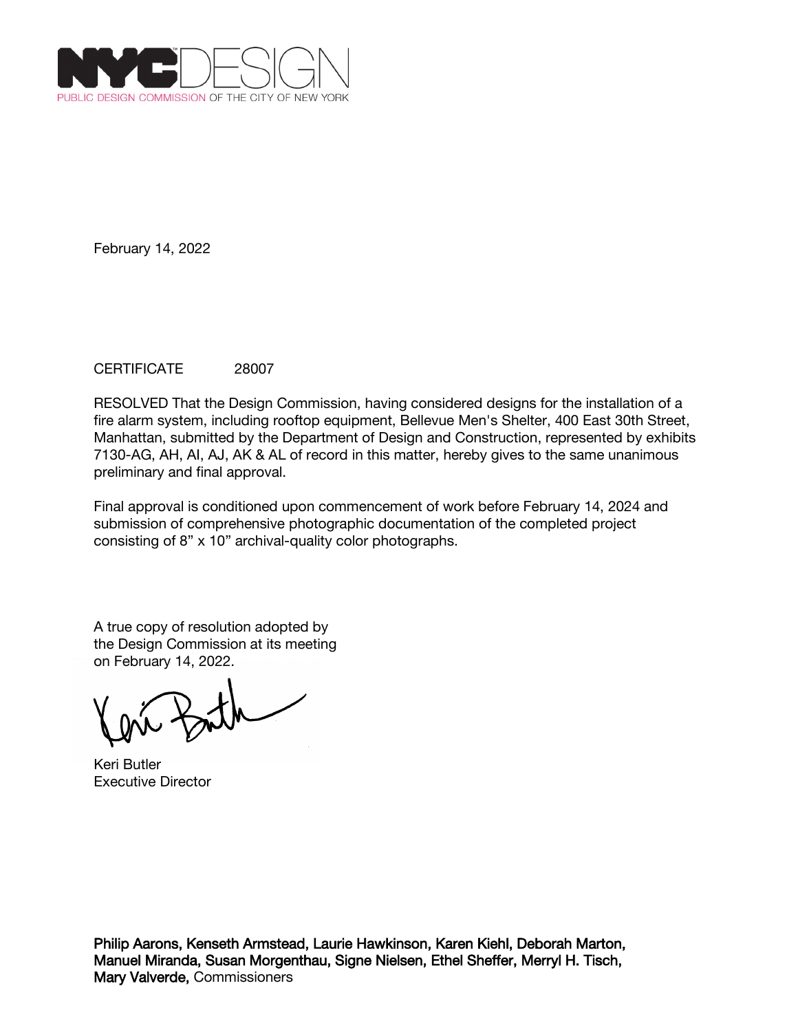NYCDESIGN
PUBLIC DESIGN COMMISSION OF THE CITY OF NEW YORK

February 14, 2022

CERTIFICATE 28007

RESOLVED That the Design Commission, having considered designs for the installation of a fire alarm system, including rooftop equipment, Bellevue Men's Shelter, 400 East 30th Street, Manhattan, submitted by the Department of Design and Construction, represented by exhibits 7130-AG, AH, AI, AJ, AK & AL of record in this matter, hereby gives to the same unanimous preliminary and final approval.

Final approval is conditioned upon commencement of work before February 14, 2024 and submission of comprehensive photographic documentation of the completed project consisting of 8" x 10" archival-quality color photographs.

A true copy of resolution adopted by the Design Commission at its meeting on February 14, 2022.

Keri Butler
Executive Director

**Philip Aarons, Kenseth Armstead, Laurie Hawkinson, Karen Kiehl, Deborah Marton, Manuel Miranda, Susan Morgenthau, Signe Nielsen, Ethel Sheffer, Merryl H. Tisch, Mary Valverde,** Commissioners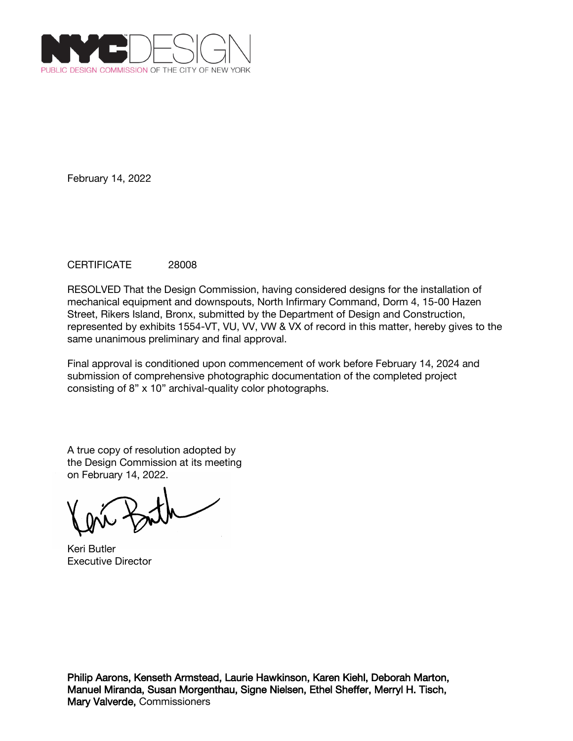NYCDESIGN
PUBLIC DESIGN COMMISSION OF THE CITY OF NEW YORK

February 14, 2022

CERTIFICATE 28008

RESOLVED That the Design Commission, having considered designs for the installation of mechanical equipment and downspouts, North Infirmary Command, Dorm 4, 15-00 Hazen Street, Rikers Island, Bronx, submitted by the Department of Design and Construction, represented by exhibits 1554-VT, VU, VV, VW & VX of record in this matter, hereby gives to the same unanimous preliminary and final approval.

Final approval is conditioned upon commencement of work before February 14, 2024 and submission of comprehensive photographic documentation of the completed project consisting of 8" x 10" archival-quality color photographs.

A true copy of resolution adopted by the Design Commission at its meeting on February 14, 2022.

Keri Butler
Executive Director

**Philip Aarons, Kenseth Armstead, Laurie Hawkinson, Karen Kiehl, Deborah Marton, Manuel Miranda, Susan Morgenthau, Signe Nielsen, Ethel Sheffer, Merryl H. Tisch, Mary Valverde,** Commissioners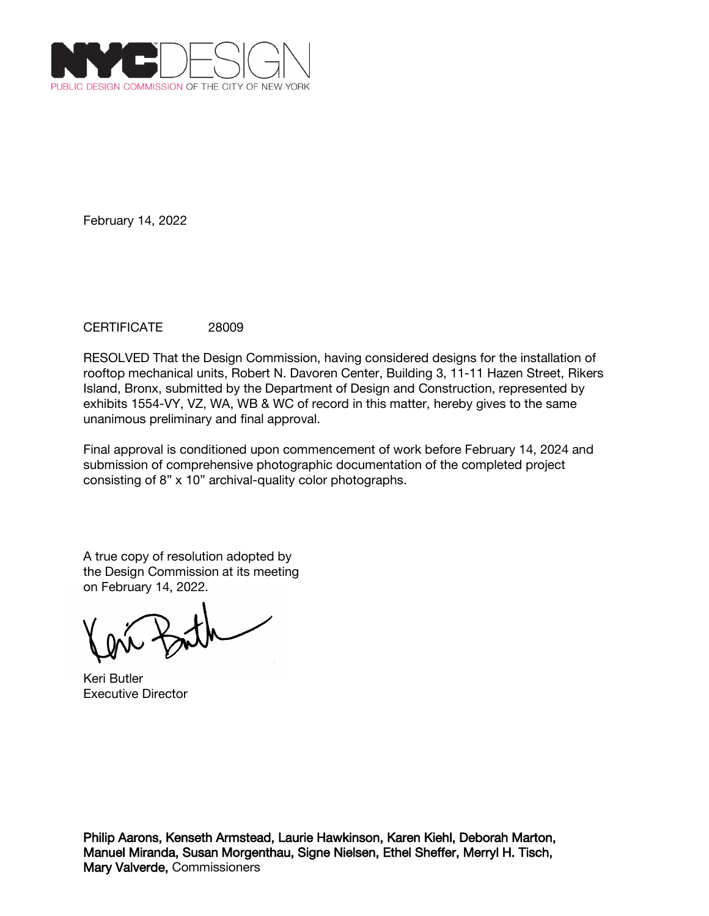NYCDESIGN
PUBLIC DESIGN COMMISSION OF THE CITY OF NEW YORK

February 14, 2022

CERTIFICATE 28009

RESOLVED That the Design Commission, having considered designs for the installation of rooftop mechanical units, Robert N. Davoren Center, Building 3, 11-11 Hazen Street, Rikers Island, Bronx, submitted by the Department of Design and Construction, represented by exhibits 1554-VY, VZ, WA, WB & WC of record in this matter, hereby gives to the same unanimous preliminary and final approval.

Final approval is conditioned upon commencement of work before February 14, 2024 and submission of comprehensive photographic documentation of the completed project consisting of 8" x 10" archival-quality color photographs.

A true copy of resolution adopted by the Design Commission at its meeting on February 14, 2022.

Keri Butler
Executive Director

**Philip Aarons, Kenseth Armstead, Laurie Hawkinson, Karen Kiehl, Deborah Marton, Manuel Miranda, Susan Morgenthau, Signe Nielsen, Ethel Sheffer, Merryl H. Tisch, Mary Valverde,** Commissioners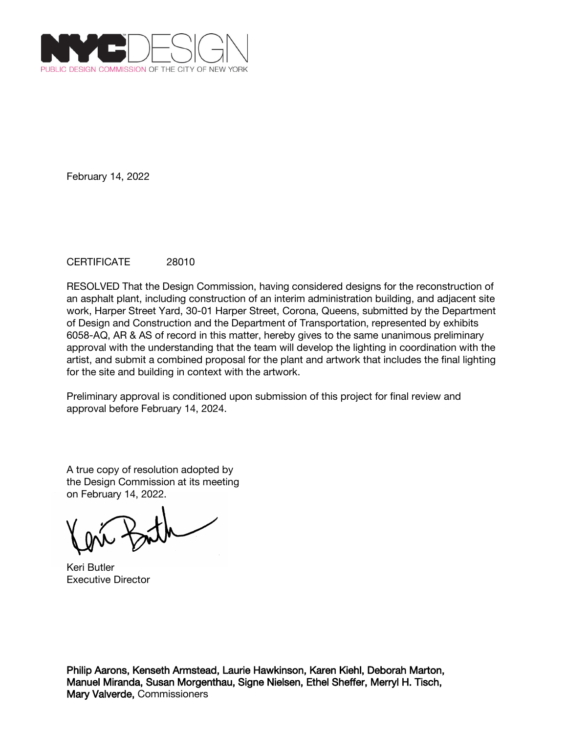NYC DESIGN
PUBLIC DESIGN COMMISSION OF THE CITY OF NEW YORK

February 14, 2022

CERTIFICATE 28010

RESOLVED That the Design Commission, having considered designs for the reconstruction of an asphalt plant, including construction of an interim administration building, and adjacent site work, Harper Street Yard, 30-01 Harper Street, Corona, Queens, submitted by the Department of Design and Construction and the Department of Transportation, represented by exhibits 6058-AQ, AR & AS of record in this matter, hereby gives to the same unanimous preliminary approval with the understanding that the team will develop the lighting in coordination with the artist, and submit a combined proposal for the plant and artwork that includes the final lighting for the site and building in context with the artwork.

Preliminary approval is conditioned upon submission of this project for final review and approval before February 14, 2024.

A true copy of resolution adopted by the Design Commission at its meeting on February 14, 2022.

Keri Butler
Executive Director

**Philip Aarons, Kenseth Armstead, Laurie Hawkinson, Karen Kiehl, Deborah Marton, Manuel Miranda, Susan Morgenthau, Signe Nielsen, Ethel Sheffer, Merryl H. Tisch, Mary Valverde,** Commissioners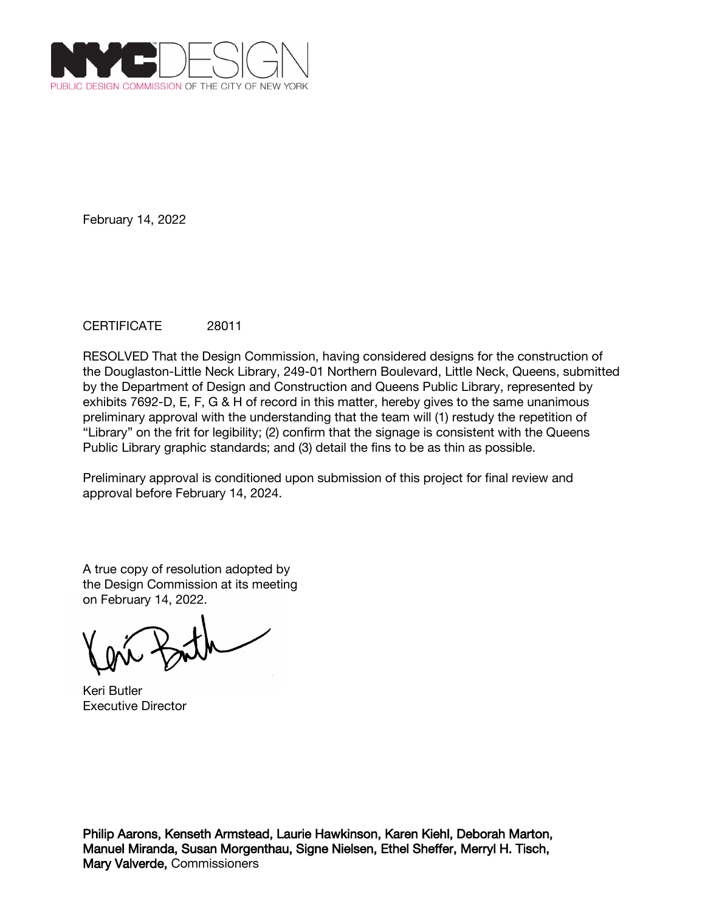NYC DESIGN
PUBLIC DESIGN COMMISSION OF THE CITY OF NEW YORK

February 14, 2022

CERTIFICATE 28011

RESOLVED That the Design Commission, having considered designs for the construction of the Douglaston-Little Neck Library, 249-01 Northern Boulevard, Little Neck, Queens, submitted by the Department of Design and Construction and Queens Public Library, represented by exhibits 7692-D, E, F, G & H of record in this matter, hereby gives to the same unanimous preliminary approval with the understanding that the team will (1) restudy the repetition of "Library" on the frit for legibility; (2) confirm that the signage is consistent with the Queens Public Library graphic standards; and (3) detail the fins to be as thin as possible.

Preliminary approval is conditioned upon submission of this project for final review and approval before February 14, 2024.

A true copy of resolution adopted by the Design Commission at its meeting on February 14, 2022.

Keri Butler
Executive Director

**Philip Aarons, Kenseth Armstead, Laurie Hawkinson, Karen Kiehl, Deborah Marton, Manuel Miranda, Susan Morgenthau, Signe Nielsen, Ethel Sheffer, Merryl H. Tisch, Mary Valverde,** Commissioners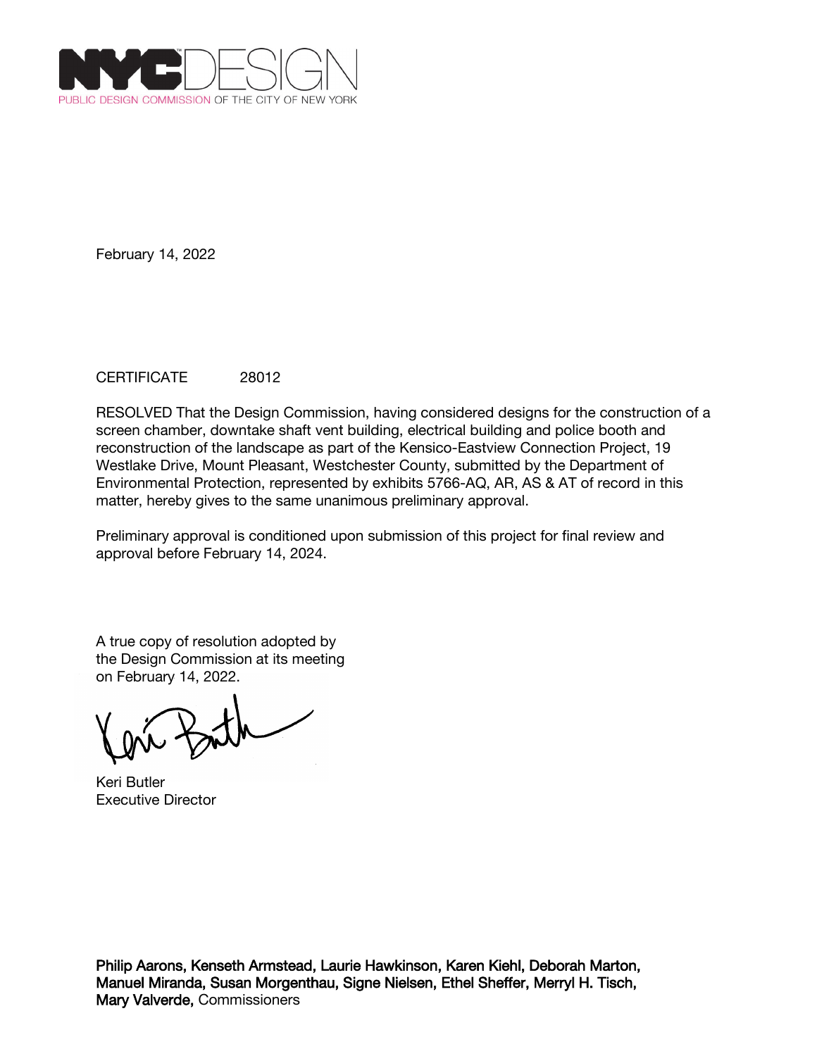NYC DESIGN
PUBLIC DESIGN COMMISSION OF THE CITY OF NEW YORK

February 14, 2022

CERTIFICATE 28012

RESOLVED That the Design Commission, having considered designs for the construction of a screen chamber, downtake shaft vent building, electrical building and police booth and reconstruction of the landscape as part of the Kensico-Eastview Connection Project, 19 Westlake Drive, Mount Pleasant, Westchester County, submitted by the Department of Environmental Protection, represented by exhibits 5766-AQ, AR, AS & AT of record in this matter, hereby gives to the same unanimous preliminary approval.

Preliminary approval is conditioned upon submission of this project for final review and approval before February 14, 2024.

A true copy of resolution adopted by
the Design Commission at its meeting
on February 14, 2022.

Keri Butler
Executive Director

**Philip Aarons, Kenseth Armstead, Laurie Hawkinson, Karen Kiehl, Deborah Marton, Manuel Miranda, Susan Morgenthau, Signe Nielsen, Ethel Sheffer, Merryl H. Tisch, Mary Valverde,** Commissioners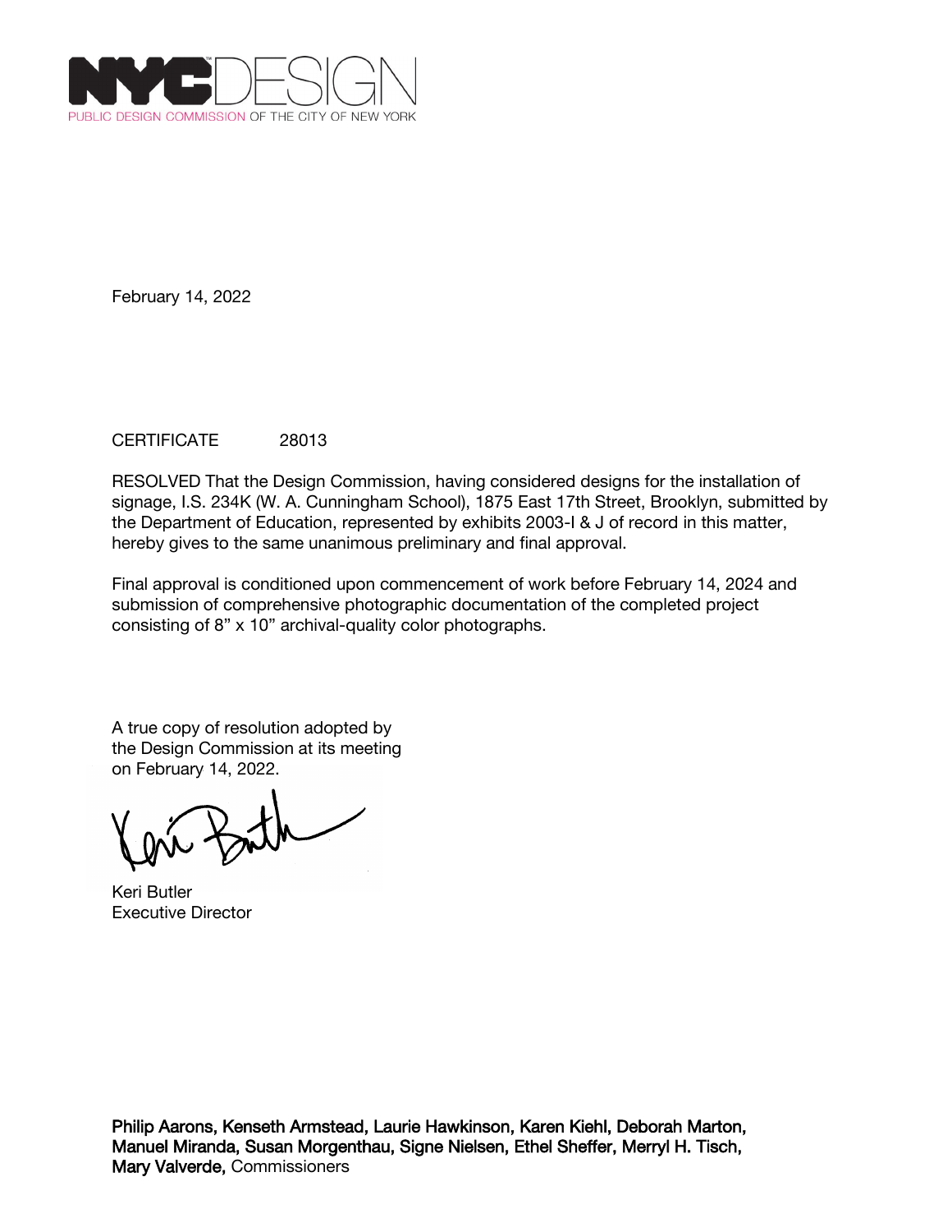NYC DESIGN
PUBLIC DESIGN COMMISSION OF THE CITY OF NEW YORK

February 14, 2022

CERTIFICATE 28013

RESOLVED That the Design Commission, having considered designs for the installation of signage, I.S. 234K (W. A. Cunningham School), 1875 East 17th Street, Brooklyn, submitted by the Department of Education, represented by exhibits 2003-I & J of record in this matter, hereby gives to the same unanimous preliminary and final approval.

Final approval is conditioned upon commencement of work before February 14, 2024 and submission of comprehensive photographic documentation of the completed project consisting of 8" x 10" archival-quality color photographs.

A true copy of resolution adopted by the Design Commission at its meeting on February 14, 2022.

Keri Butler
Executive Director

**Philip Aarons, Kenseth Armstead, Laurie Hawkinson, Karen Kiehl, Deborah Marton, Manuel Miranda, Susan Morgenthau, Signe Nielsen, Ethel Sheffer, Merryl H. Tisch, Mary Valverde,** Commissioners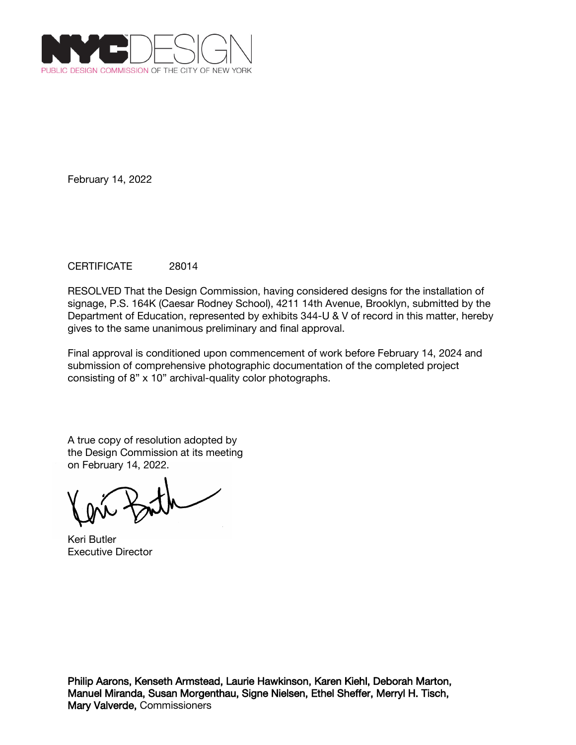NYCDESIGN
PUBLIC DESIGN COMMISSION OF THE CITY OF NEW YORK

February 14, 2022

CERTIFICATE 28014

RESOLVED That the Design Commission, having considered designs for the installation of signage, P.S. 164K (Caesar Rodney School), 4211 14th Avenue, Brooklyn, submitted by the Department of Education, represented by exhibits 344-U & V of record in this matter, hereby gives to the same unanimous preliminary and final approval.

Final approval is conditioned upon commencement of work before February 14, 2024 and submission of comprehensive photographic documentation of the completed project consisting of 8" x 10" archival-quality color photographs.

A true copy of resolution adopted by the Design Commission at its meeting on February 14, 2022.

Keri Butler
Executive Director

**Philip Aarons, Kenseth Armstead, Laurie Hawkinson, Karen Kiehl, Deborah Marton, Manuel Miranda, Susan Morgenthau, Signe Nielsen, Ethel Sheffer, Merryl H. Tisch, Mary Valverde,** Commissioners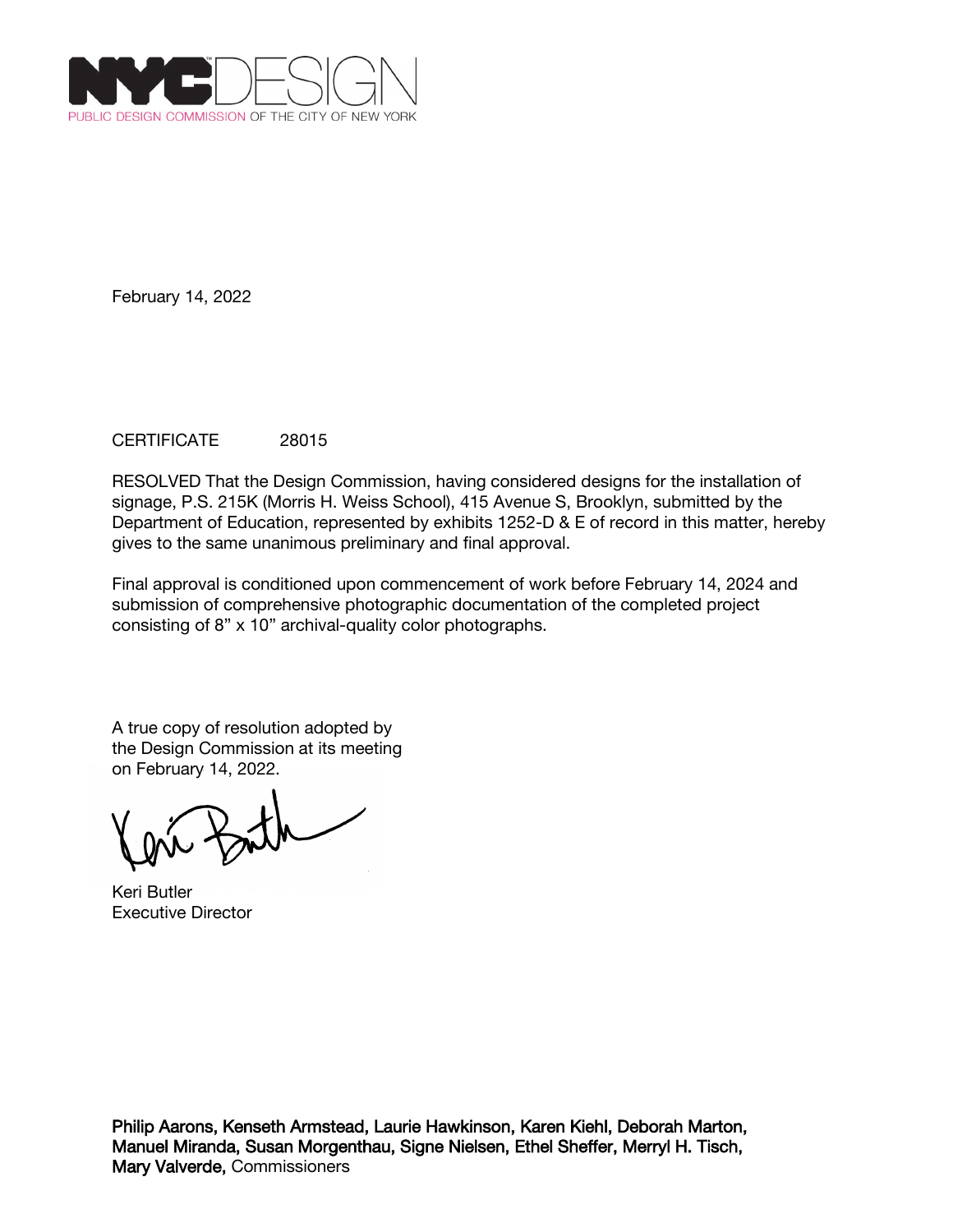NYC DESIGN
PUBLIC DESIGN COMMISSION OF THE CITY OF NEW YORK

February 14, 2022

CERTIFICATE 28015

RESOLVED That the Design Commission, having considered designs for the installation of signage, P.S. 215K (Morris H. Weiss School), 415 Avenue S, Brooklyn, submitted by the Department of Education, represented by exhibits 1252-D & E of record in this matter, hereby gives to the same unanimous preliminary and final approval.

Final approval is conditioned upon commencement of work before February 14, 2024 and submission of comprehensive photographic documentation of the completed project consisting of 8” x 10” archival-quality color photographs.

A true copy of resolution adopted by the Design Commission at its meeting on February 14, 2022.

Keri Butler
Executive Director

**Philip Aarons, Kenseth Armstead, Laurie Hawkinson, Karen Kiehl, Deborah Marton, Manuel Miranda, Susan Morgenthau, Signe Nielsen, Ethel Sheffer, Merryl H. Tisch, Mary Valverde,** Commissioners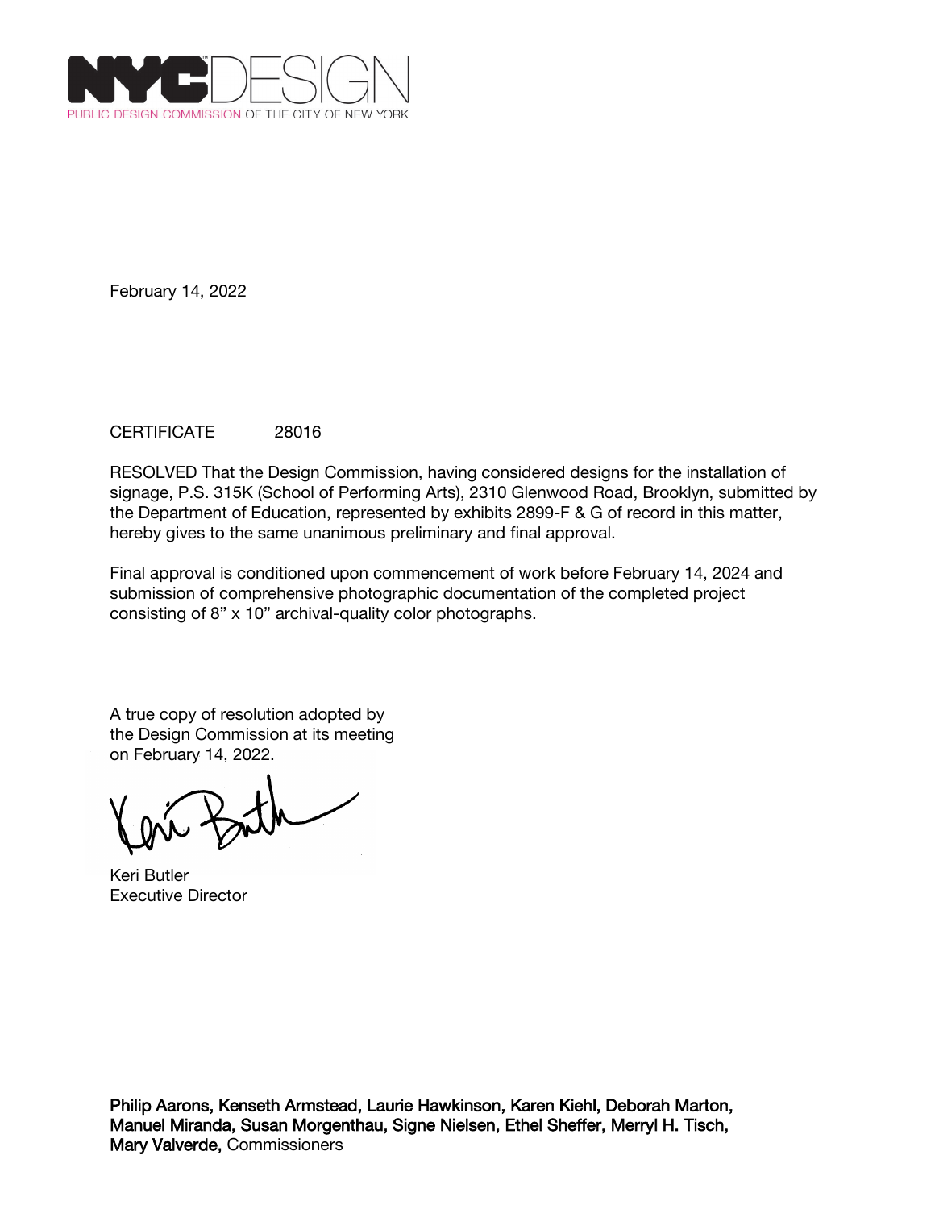NYC DESIGN
PUBLIC DESIGN COMMISSION OF THE CITY OF NEW YORK

February 14, 2022

CERTIFICATE 28016

RESOLVED That the Design Commission, having considered designs for the installation of signage, P.S. 315K (School of Performing Arts), 2310 Glenwood Road, Brooklyn, submitted by the Department of Education, represented by exhibits 2899-F & G of record in this matter, hereby gives to the same unanimous preliminary and final approval.

Final approval is conditioned upon commencement of work before February 14, 2024 and submission of comprehensive photographic documentation of the completed project consisting of 8" x 10" archival-quality color photographs.

A true copy of resolution adopted by the Design Commission at its meeting on February 14, 2022.

Keri Butler
Executive Director

**Philip Aarons, Kenseth Armstead, Laurie Hawkinson, Karen Kiehl, Deborah Marton, Manuel Miranda, Susan Morgenthau, Signe Nielsen, Ethel Sheffer, Merryl H. Tisch, Mary Valverde,** Commissioners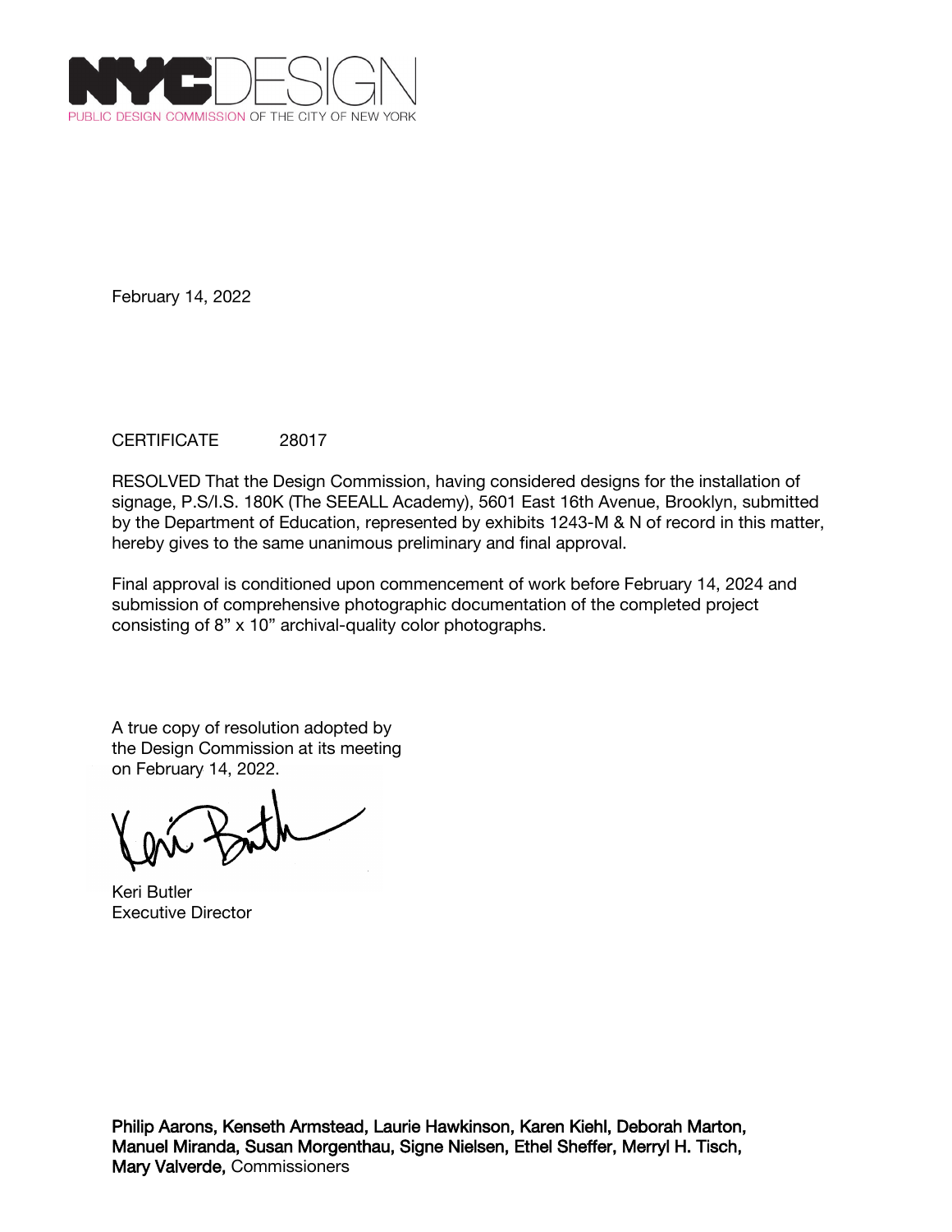NYCDESIGN
PUBLIC DESIGN COMMISSION OF THE CITY OF NEW YORK

February 14, 2022

CERTIFICATE 28017

RESOLVED That the Design Commission, having considered designs for the installation of signage, P.S/I.S. 180K (The SEEALL Academy), 5601 East 16th Avenue, Brooklyn, submitted by the Department of Education, represented by exhibits 1243-M & N of record in this matter, hereby gives to the same unanimous preliminary and final approval.

Final approval is conditioned upon commencement of work before February 14, 2024 and submission of comprehensive photographic documentation of the completed project consisting of 8” x 10” archival-quality color photographs.

A true copy of resolution adopted by the Design Commission at its meeting on February 14, 2022.

Keri Butler
Executive Director

**Philip Aarons, Kenseth Armstead, Laurie Hawkinson, Karen Kiehl, Deborah Marton, Manuel Miranda, Susan Morgenthau, Signe Nielsen, Ethel Sheffer, Merryl H. Tisch, Mary Valverde,** Commissioners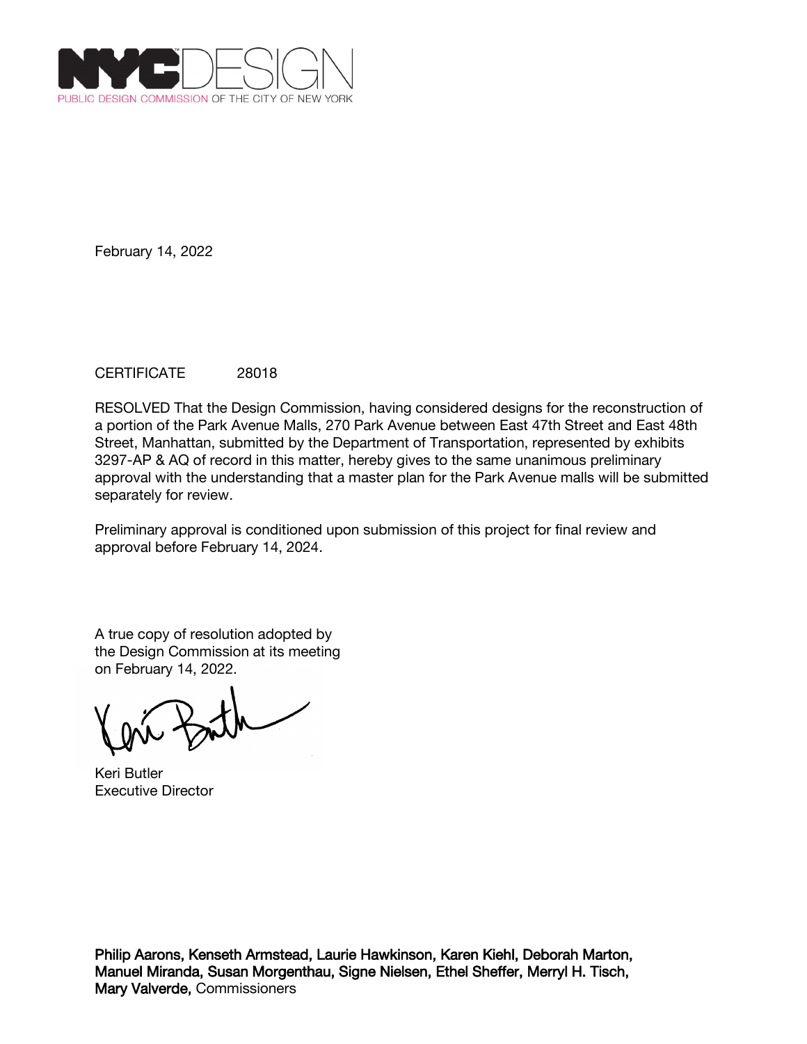NYCDESIGN
PUBLIC DESIGN COMMISSION OF THE CITY OF NEW YORK

February 14, 2022

CERTIFICATE 28018

RESOLVED That the Design Commission, having considered designs for the reconstruction of a portion of the Park Avenue Malls, 270 Park Avenue between East 47th Street and East 48th Street, Manhattan, submitted by the Department of Transportation, represented by exhibits 3297-AP & AQ of record in this matter, hereby gives to the same unanimous preliminary approval with the understanding that a master plan for the Park Avenue malls will be submitted separately for review.

Preliminary approval is conditioned upon submission of this project for final review and approval before February 14, 2024.

A true copy of resolution adopted by the Design Commission at its meeting on February 14, 2022.

Keri Butler
Executive Director

**Philip Aarons, Kenseth Armstead, Laurie Hawkinson, Karen Kiehl, Deborah Marton, Manuel Miranda, Susan Morgenthau, Signe Nielsen, Ethel Sheffer, Merryl H. Tisch, Mary Valverde,** Commissioners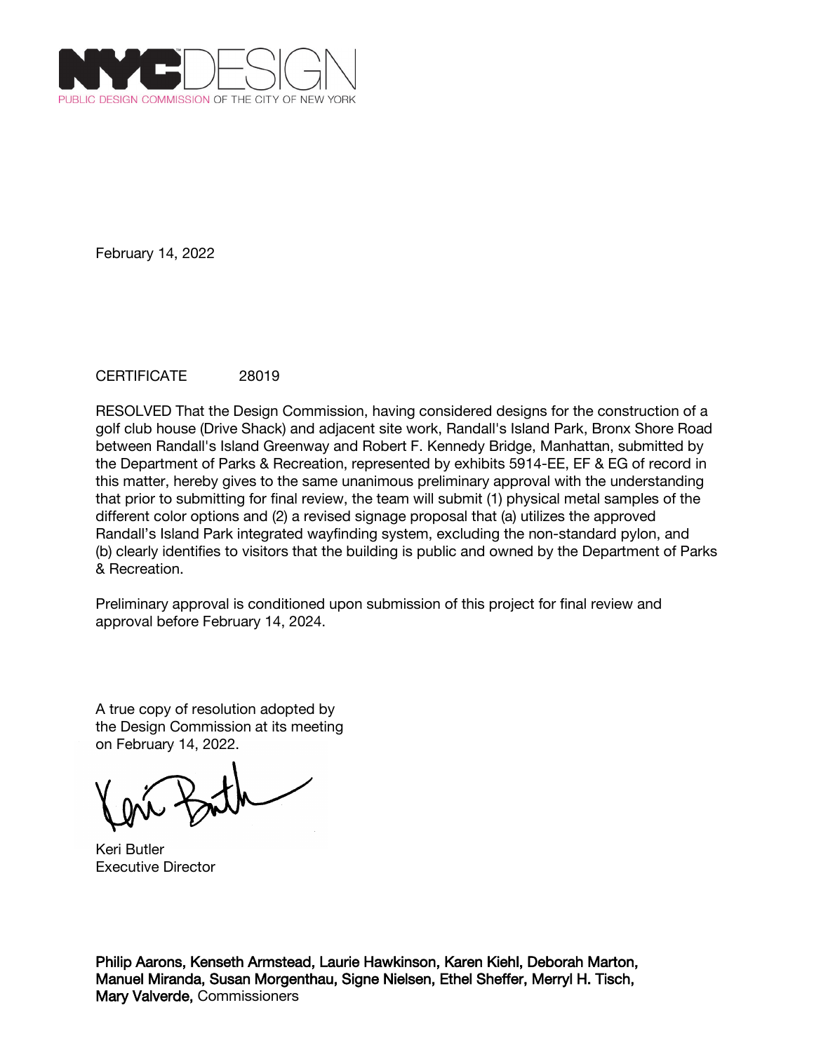NYC DESIGN

PUBLIC DESIGN COMMISSION OF THE CITY OF NEW YORK

February 14, 2022

CERTIFICATE 28019

RESOLVED That the Design Commission, having considered designs for the construction of a golf club house (Drive Shack) and adjacent site work, Randall's Island Park, Bronx Shore Road between Randall's Island Greenway and Robert F. Kennedy Bridge, Manhattan, submitted by the Department of Parks & Recreation, represented by exhibits 5914-EE, EF & EG of record in this matter, hereby gives to the same unanimous preliminary approval with the understanding that prior to submitting for final review, the team will submit (1) physical metal samples of the different color options and (2) a revised signage proposal that (a) utilizes the approved Randall's Island Park integrated wayfinding system, excluding the non-standard pylon, and (b) clearly identifies to visitors that the building is public and owned by the Department of Parks & Recreation.

Preliminary approval is conditioned upon submission of this project for final review and approval before February 14, 2024.

A true copy of resolution adopted by the Design Commission at its meeting on February 14, 2022.

Keri Butler
Executive Director

**Philip Aarons, Kenseth Armstead, Laurie Hawkinson, Karen Kiehl, Deborah Marton, Manuel Miranda, Susan Morgenthau, Signe Nielsen, Ethel Sheffer, Merryl H. Tisch, Mary Valverde,** Commissioners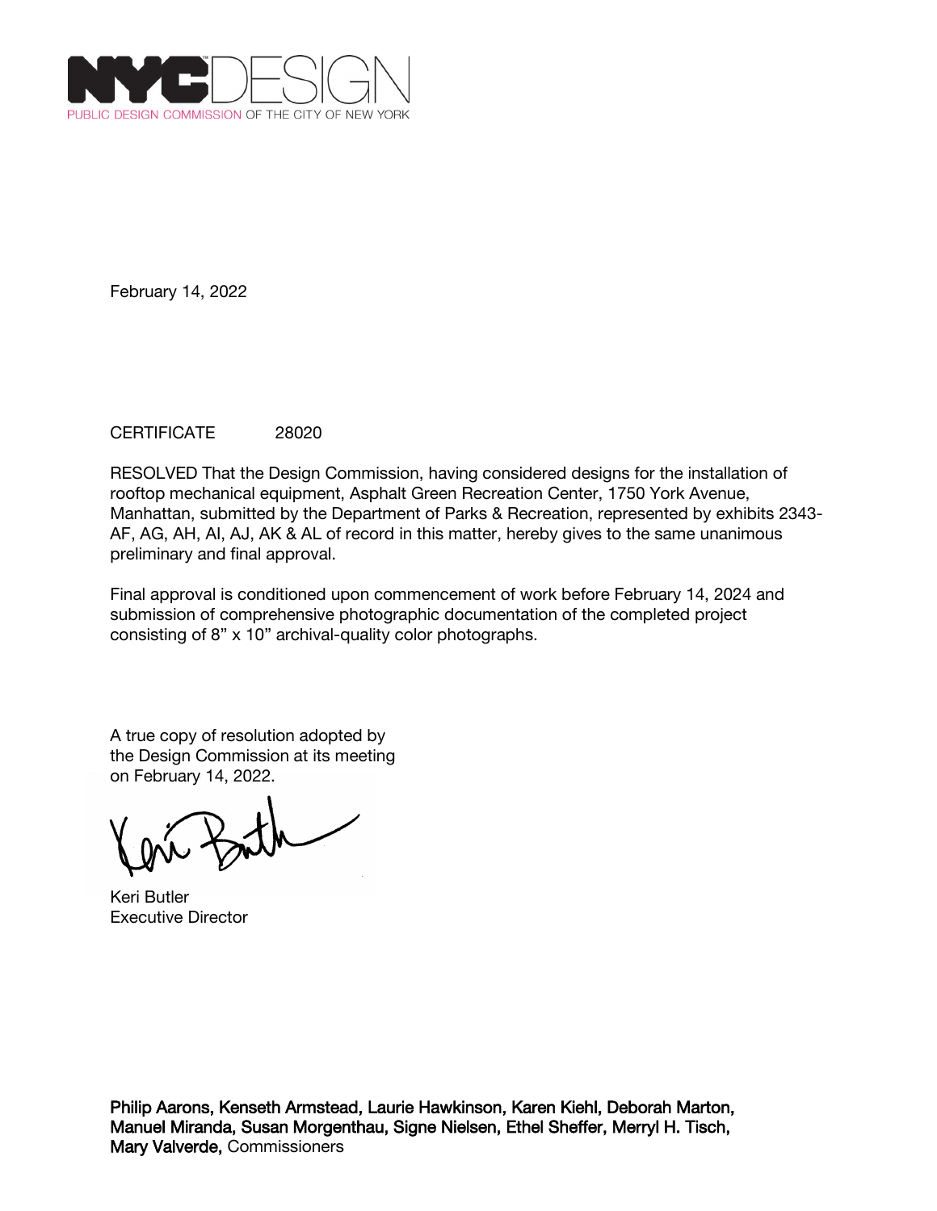NYC DESIGN
PUBLIC DESIGN COMMISSION OF THE CITY OF NEW YORK

February 14, 2022

CERTIFICATE 28020

RESOLVED That the Design Commission, having considered designs for the installation of rooftop mechanical equipment, Asphalt Green Recreation Center, 1750 York Avenue, Manhattan, submitted by the Department of Parks & Recreation, represented by exhibits 2343-AF, AG, AH, AI, AJ, AK & AL of record in this matter, hereby gives to the same unanimous preliminary and final approval.

Final approval is conditioned upon commencement of work before February 14, 2024 and submission of comprehensive photographic documentation of the completed project consisting of 8" x 10" archival-quality color photographs.

A true copy of resolution adopted by the Design Commission at its meeting on February 14, 2022.

Keri Butler
Executive Director

**Philip Aarons, Kenseth Armstead, Laurie Hawkinson, Karen Kiehl, Deborah Marton, Manuel Miranda, Susan Morgenthau, Signe Nielsen, Ethel Sheffer, Merryl H. Tisch, Mary Valverde,** Commissioners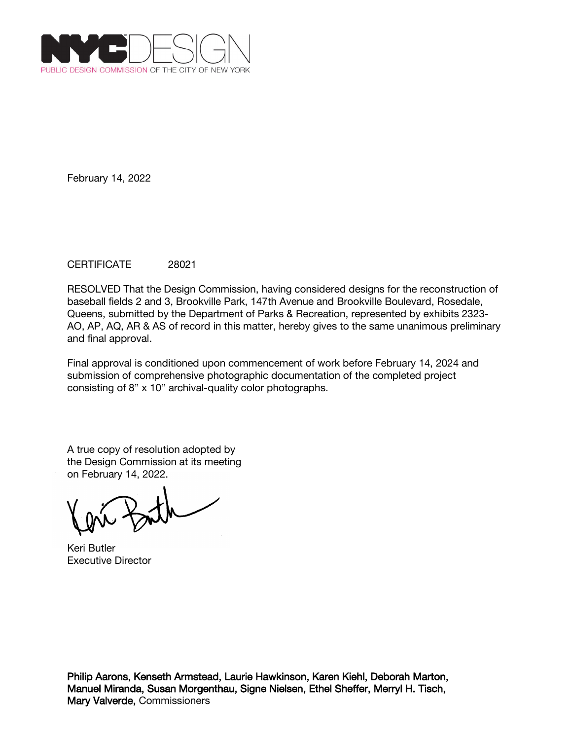NYC DESIGN
PUBLIC DESIGN COMMISSION OF THE CITY OF NEW YORK

February 14, 2022

CERTIFICATE 28021

RESOLVED That the Design Commission, having considered designs for the reconstruction of baseball fields 2 and 3, Brookville Park, 147th Avenue and Brookville Boulevard, Rosedale, Queens, submitted by the Department of Parks & Recreation, represented by exhibits 2323-AO, AP, AQ, AR & AS of record in this matter, hereby gives to the same unanimous preliminary and final approval.

Final approval is conditioned upon commencement of work before February 14, 2024 and submission of comprehensive photographic documentation of the completed project consisting of 8" x 10" archival-quality color photographs.

A true copy of resolution adopted by the Design Commission at its meeting on February 14, 2022.

Keri Butler
Executive Director

**Philip Aarons, Kenseth Armstead, Laurie Hawkinson, Karen Kiehl, Deborah Marton, Manuel Miranda, Susan Morgenthau, Signe Nielsen, Ethel Sheffer, Merryl H. Tisch, Mary Valverde,** Commissioners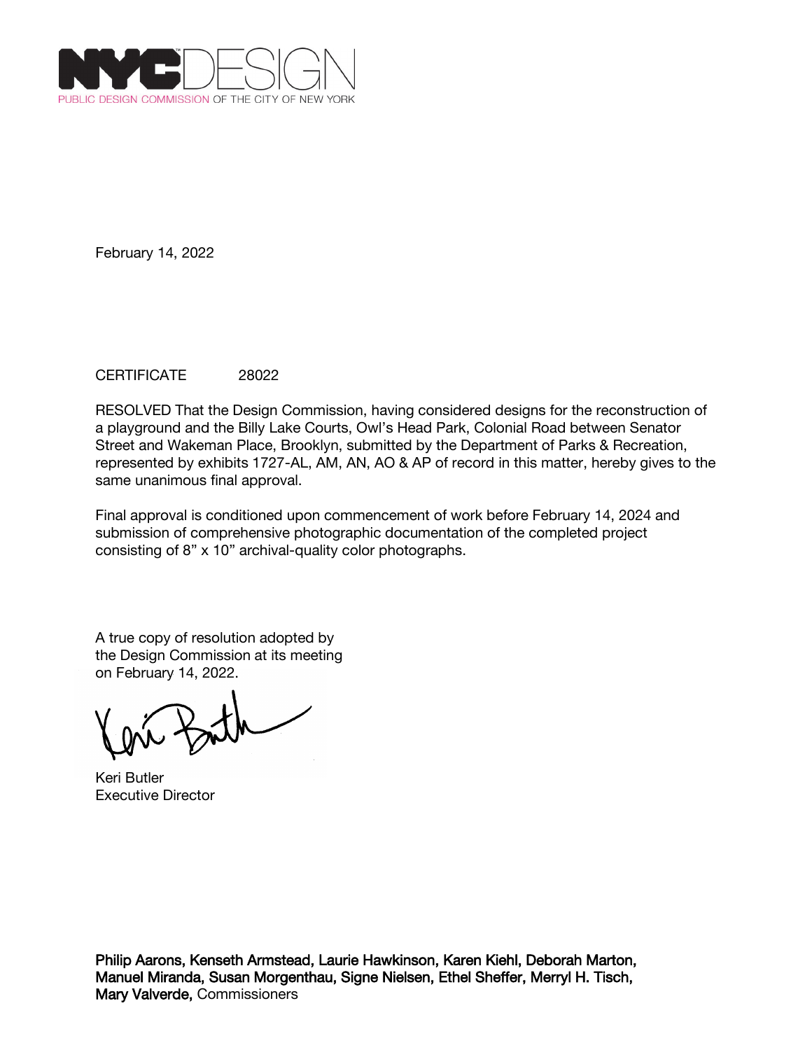NYCDESIGN
PUBLIC DESIGN COMMISSION OF THE CITY OF NEW YORK

February 14, 2022

CERTIFICATE 28022

RESOLVED That the Design Commission, having considered designs for the reconstruction of a playground and the Billy Lake Courts, Owl's Head Park, Colonial Road between Senator Street and Wakeman Place, Brooklyn, submitted by the Department of Parks & Recreation, represented by exhibits 1727-AL, AM, AN, AO & AP of record in this matter, hereby gives to the same unanimous final approval.

Final approval is conditioned upon commencement of work before February 14, 2024 and submission of comprehensive photographic documentation of the completed project consisting of 8" x 10" archival-quality color photographs.

A true copy of resolution adopted by the Design Commission at its meeting on February 14, 2022.

Keri Butler
Executive Director

**Philip Aarons, Kenseth Armstead, Laurie Hawkinson, Karen Kiehl, Deborah Marton, Manuel Miranda, Susan Morgenthau, Signe Nielsen, Ethel Sheffer, Merryl H. Tisch, Mary Valverde,** Commissioners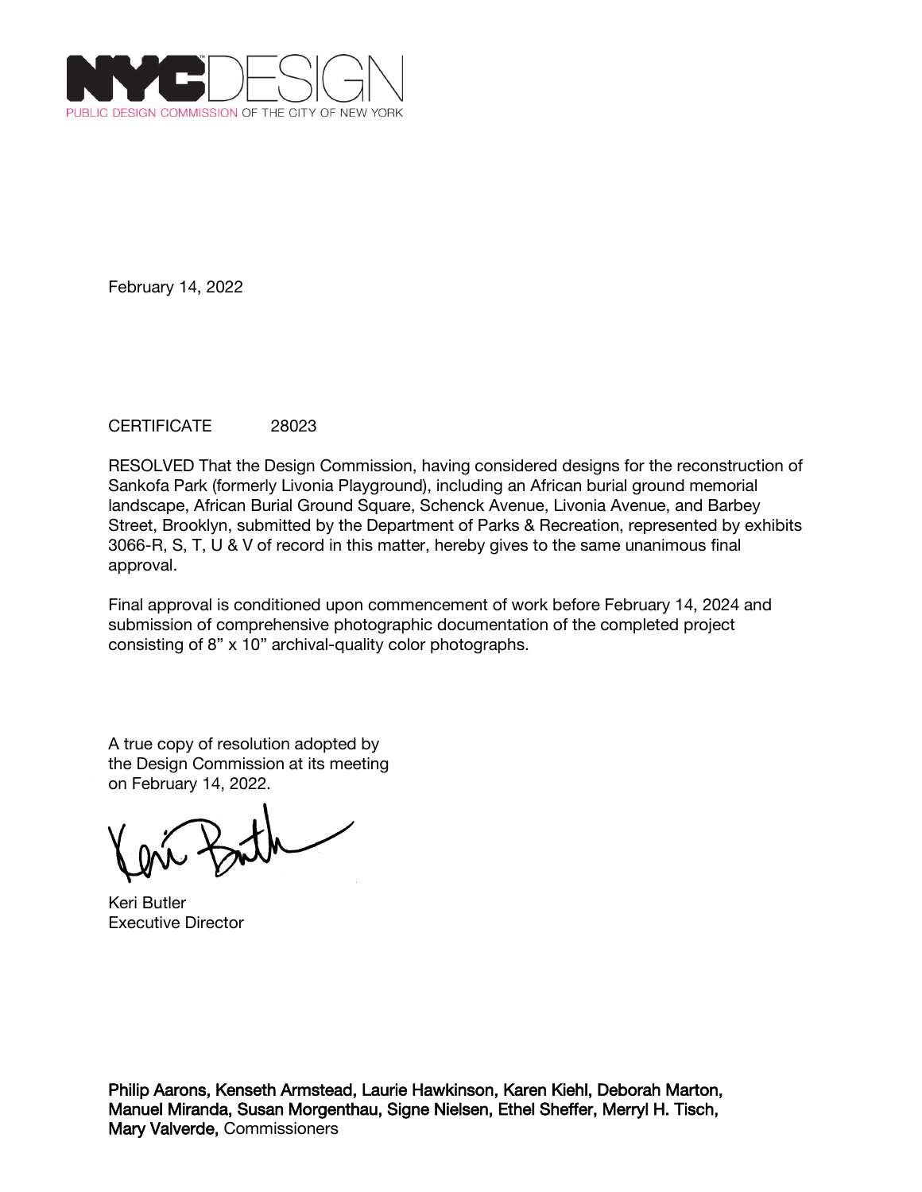NYC DESIGN
PUBLIC DESIGN COMMISSION OF THE CITY OF NEW YORK

February 14, 2022

CERTIFICATE 28023

RESOLVED That the Design Commission, having considered designs for the reconstruction of Sankofa Park (formerly Livonia Playground), including an African burial ground memorial landscape, African Burial Ground Square, Schenck Avenue, Livonia Avenue, and Barbey Street, Brooklyn, submitted by the Department of Parks & Recreation, represented by exhibits 3066-R, S, T, U & V of record in this matter, hereby gives to the same unanimous final approval.

Final approval is conditioned upon commencement of work before February 14, 2024 and submission of comprehensive photographic documentation of the completed project consisting of 8” x 10” archival-quality color photographs.

A true copy of resolution adopted by the Design Commission at its meeting on February 14, 2022.

Keri Butler
Executive Director

**Philip Aarons, Kenseth Armstead, Laurie Hawkinson, Karen Kiehl, Deborah Marton, Manuel Miranda, Susan Morgenthau, Signe Nielsen, Ethel Sheffer, Merryl H. Tisch, Mary Valverde,** Commissioners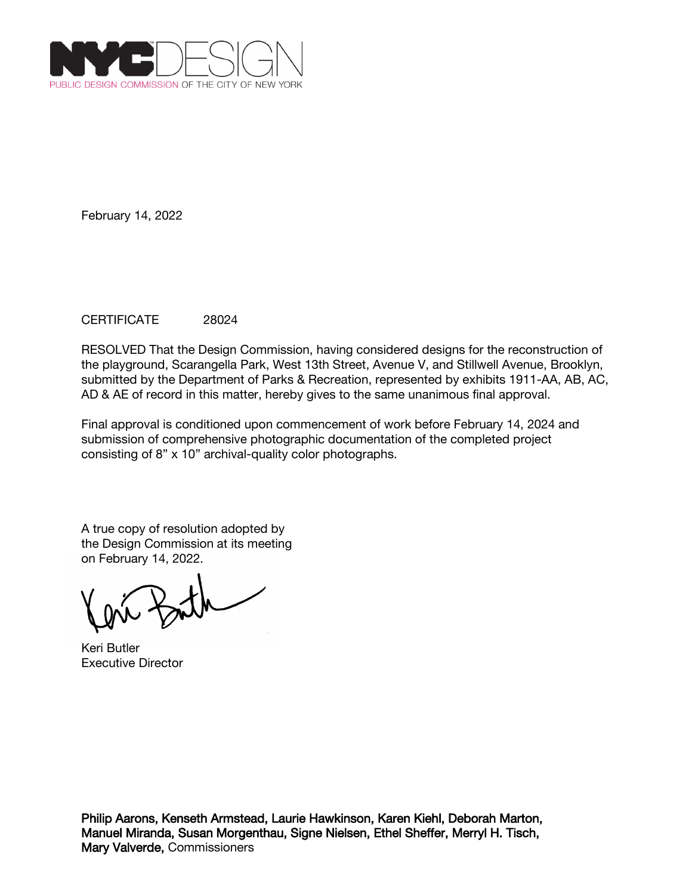NYCDESIGN
PUBLIC DESIGN COMMISSION OF THE CITY OF NEW YORK

February 14, 2022

CERTIFICATE 28024

RESOLVED That the Design Commission, having considered designs for the reconstruction of the playground, Scarangella Park, West 13th Street, Avenue V, and Stillwell Avenue, Brooklyn, submitted by the Department of Parks & Recreation, represented by exhibits 1911-AA, AB, AC, AD & AE of record in this matter, hereby gives to the same unanimous final approval.

Final approval is conditioned upon commencement of work before February 14, 2024 and submission of comprehensive photographic documentation of the completed project consisting of 8" x 10" archival-quality color photographs.

A true copy of resolution adopted by
the Design Commission at its meeting
on February 14, 2022.

Keri Butler
Executive Director

**Philip Aarons, Kenseth Armstead, Laurie Hawkinson, Karen Kiehl, Deborah Marton, Manuel Miranda, Susan Morgenthau, Signe Nielsen, Ethel Sheffer, Merryl H. Tisch, Mary Valverde,** Commissioners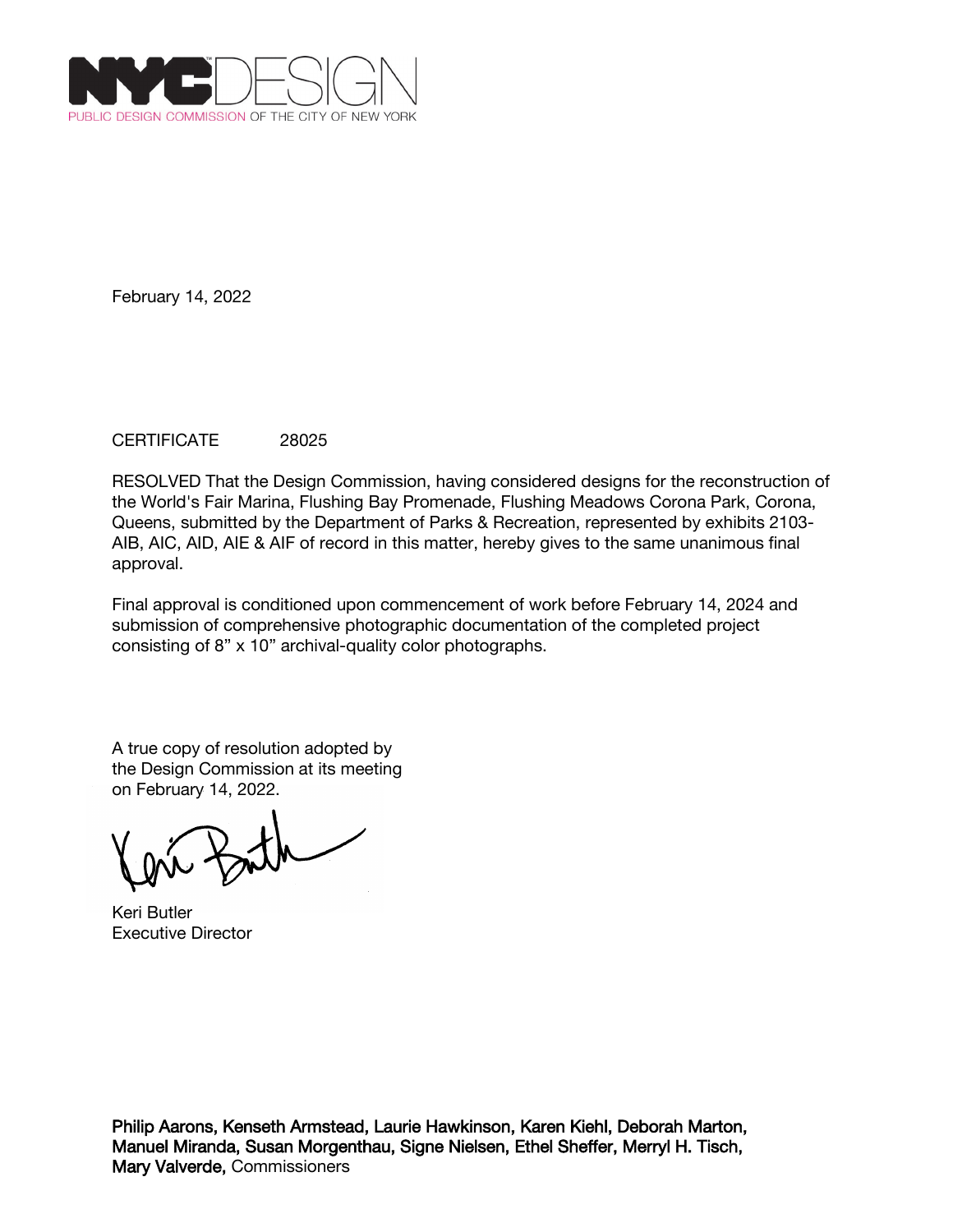NYC DESIGN
PUBLIC DESIGN COMMISSION OF THE CITY OF NEW YORK

February 14, 2022

CERTIFICATE 28025

RESOLVED That the Design Commission, having considered designs for the reconstruction of the World's Fair Marina, Flushing Bay Promenade, Flushing Meadows Corona Park, Corona, Queens, submitted by the Department of Parks & Recreation, represented by exhibits 2103-AIB, AIC, AID, AIE & AIF of record in this matter, hereby gives to the same unanimous final approval.

Final approval is conditioned upon commencement of work before February 14, 2024 and submission of comprehensive photographic documentation of the completed project consisting of 8" x 10" archival-quality color photographs.

A true copy of resolution adopted by the Design Commission at its meeting on February 14, 2022.

Keri Butler
Executive Director

**Philip Aarons, Kenseth Armstead, Laurie Hawkinson, Karen Kiehl, Deborah Marton, Manuel Miranda, Susan Morgenthau, Signe Nielsen, Ethel Sheffer, Merryl H. Tisch, Mary Valverde,** Commissioners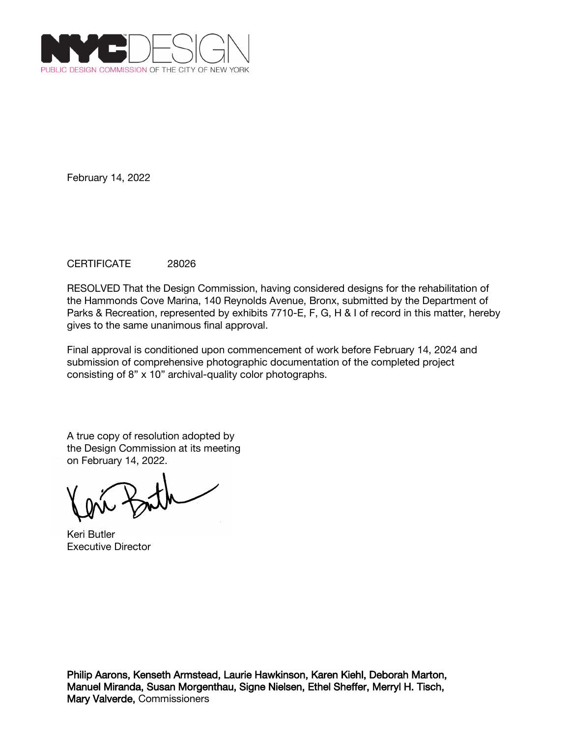NYC DESIGN
PUBLIC DESIGN COMMISSION OF THE CITY OF NEW YORK

February 14, 2022

CERTIFICATE 28026

RESOLVED That the Design Commission, having considered designs for the rehabilitation of the Hammonds Cove Marina, 140 Reynolds Avenue, Bronx, submitted by the Department of Parks & Recreation, represented by exhibits 7710-E, F, G, H & I of record in this matter, hereby gives to the same unanimous final approval.

Final approval is conditioned upon commencement of work before February 14, 2024 and submission of comprehensive photographic documentation of the completed project consisting of 8" x 10" archival-quality color photographs.

A true copy of resolution adopted by the Design Commission at its meeting on February 14, 2022.

Keri Butler
Executive Director

**Philip Aarons, Kenseth Armstead, Laurie Hawkinson, Karen Kiehl, Deborah Marton, Manuel Miranda, Susan Morgenthau, Signe Nielsen, Ethel Sheffer, Merryl H. Tisch, Mary Valverde,** Commissioners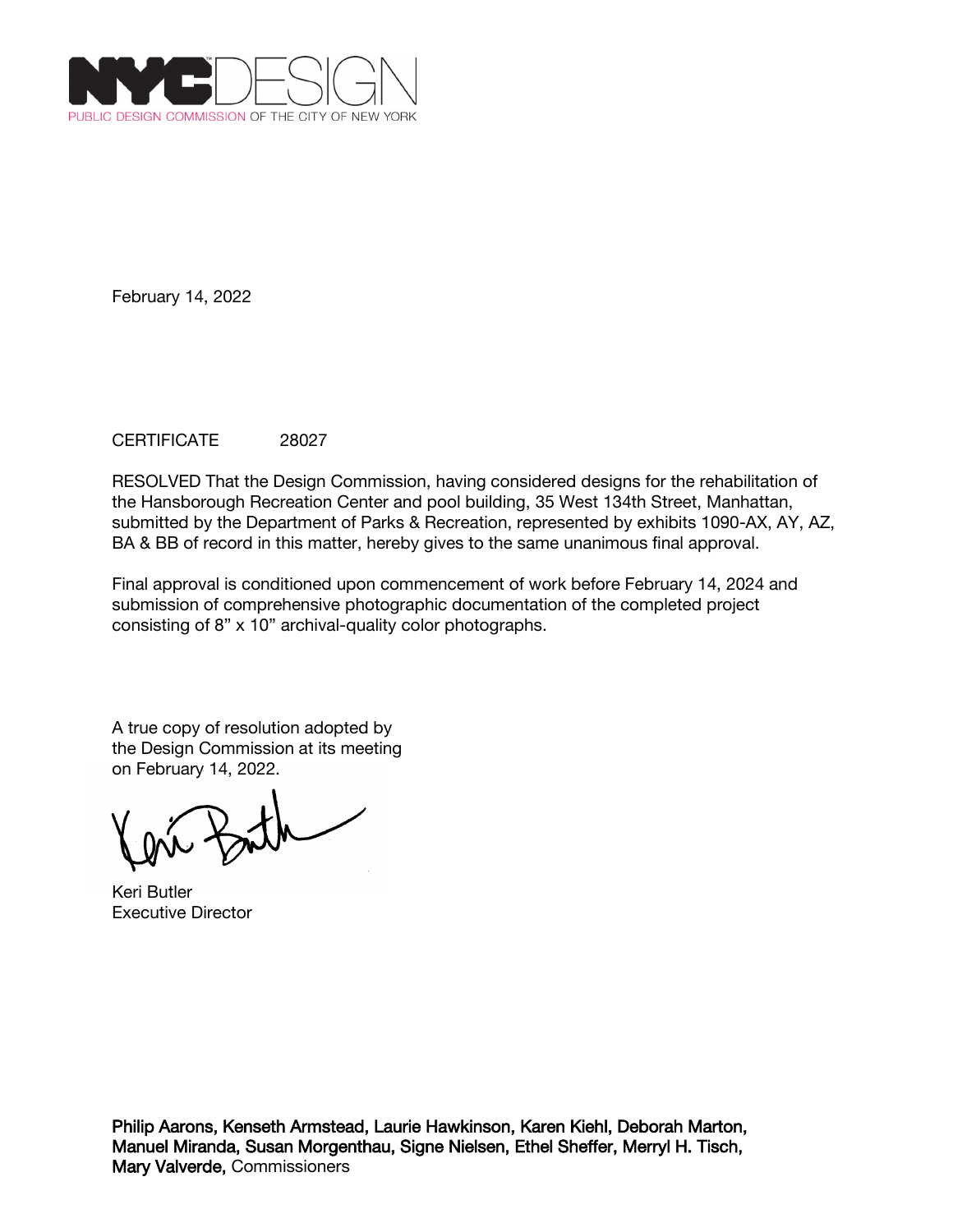NYCDESIGN
PUBLIC DESIGN COMMISSION OF THE CITY OF NEW YORK

February 14, 2022

CERTIFICATE 28027

RESOLVED That the Design Commission, having considered designs for the rehabilitation of the Hansborough Recreation Center and pool building, 35 West 134th Street, Manhattan, submitted by the Department of Parks & Recreation, represented by exhibits 1090-AX, AY, AZ, BA & BB of record in this matter, hereby gives to the same unanimous final approval.

Final approval is conditioned upon commencement of work before February 14, 2024 and submission of comprehensive photographic documentation of the completed project consisting of 8" x 10" archival-quality color photographs.

A true copy of resolution adopted by the Design Commission at its meeting on February 14, 2022.

Keri Butler
Executive Director

**Philip Aarons, Kenseth Armstead, Laurie Hawkinson, Karen Kiehl, Deborah Marton, Manuel Miranda, Susan Morgenthau, Signe Nielsen, Ethel Sheffer, Merryl H. Tisch, Mary Valverde,** Commissioners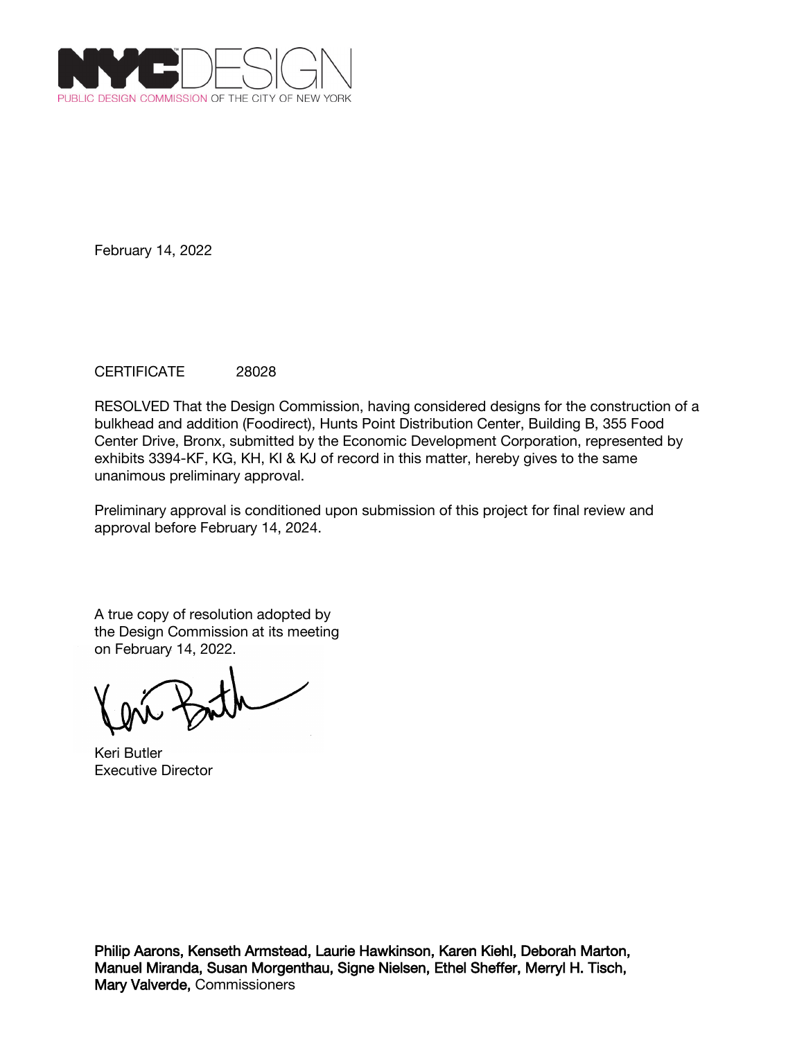NYC DESIGN
PUBLIC DESIGN COMMISSION OF THE CITY OF NEW YORK

February 14, 2022

CERTIFICATE 28028

RESOLVED That the Design Commission, having considered designs for the construction of a bulkhead and addition (Foodirect), Hunts Point Distribution Center, Building B, 355 Food Center Drive, Bronx, submitted by the Economic Development Corporation, represented by exhibits 3394-KF, KG, KH, KI & KJ of record in this matter, hereby gives to the same unanimous preliminary approval.

Preliminary approval is conditioned upon submission of this project for final review and approval before February 14, 2024.

A true copy of resolution adopted by the Design Commission at its meeting on February 14, 2022.

Keri Butler
Executive Director

**Philip Aarons, Kenseth Armstead, Laurie Hawkinson, Karen Kiehl, Deborah Marton, Manuel Miranda, Susan Morgenthau, Signe Nielsen, Ethel Sheffer, Merryl H. Tisch, Mary Valverde,** Commissioners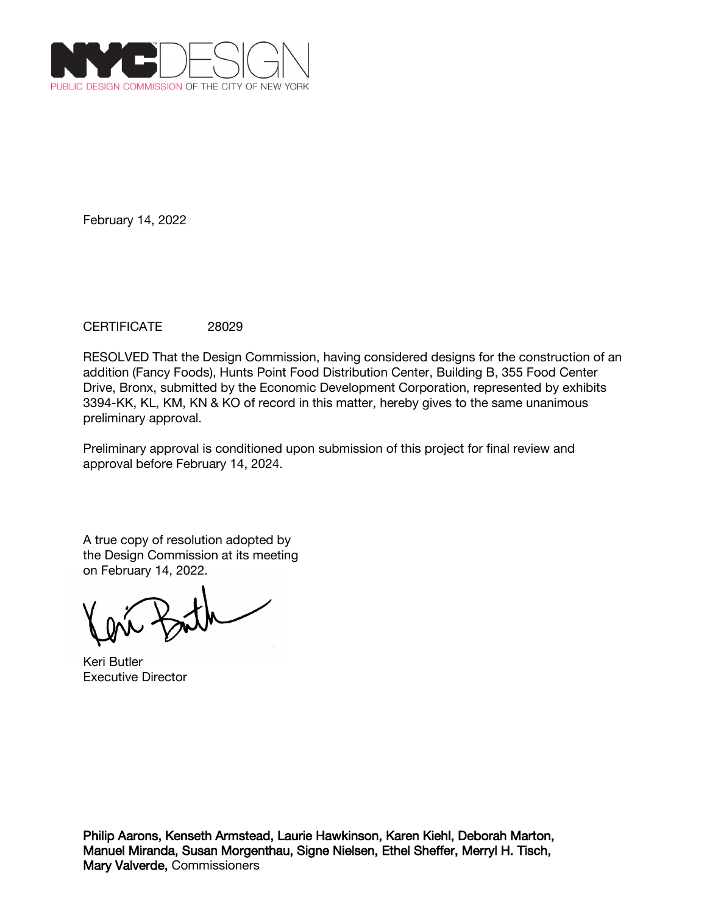NYC DESIGN
PUBLIC DESIGN COMMISSION OF THE CITY OF NEW YORK

February 14, 2022

CERTIFICATE 28029

RESOLVED That the Design Commission, having considered designs for the construction of an addition (Fancy Foods), Hunts Point Food Distribution Center, Building B, 355 Food Center Drive, Bronx, submitted by the Economic Development Corporation, represented by exhibits 3394-KK, KL, KM, KN & KO of record in this matter, hereby gives to the same unanimous preliminary approval.

Preliminary approval is conditioned upon submission of this project for final review and approval before February 14, 2024.

A true copy of resolution adopted by the Design Commission at its meeting on February 14, 2022.

Keri Butler
Executive Director

**Philip Aarons, Kenseth Armstead, Laurie Hawkinson, Karen Kiehl, Deborah Marton, Manuel Miranda, Susan Morgenthau, Signe Nielsen, Ethel Sheffer, Merryl H. Tisch, Mary Valverde,** Commissioners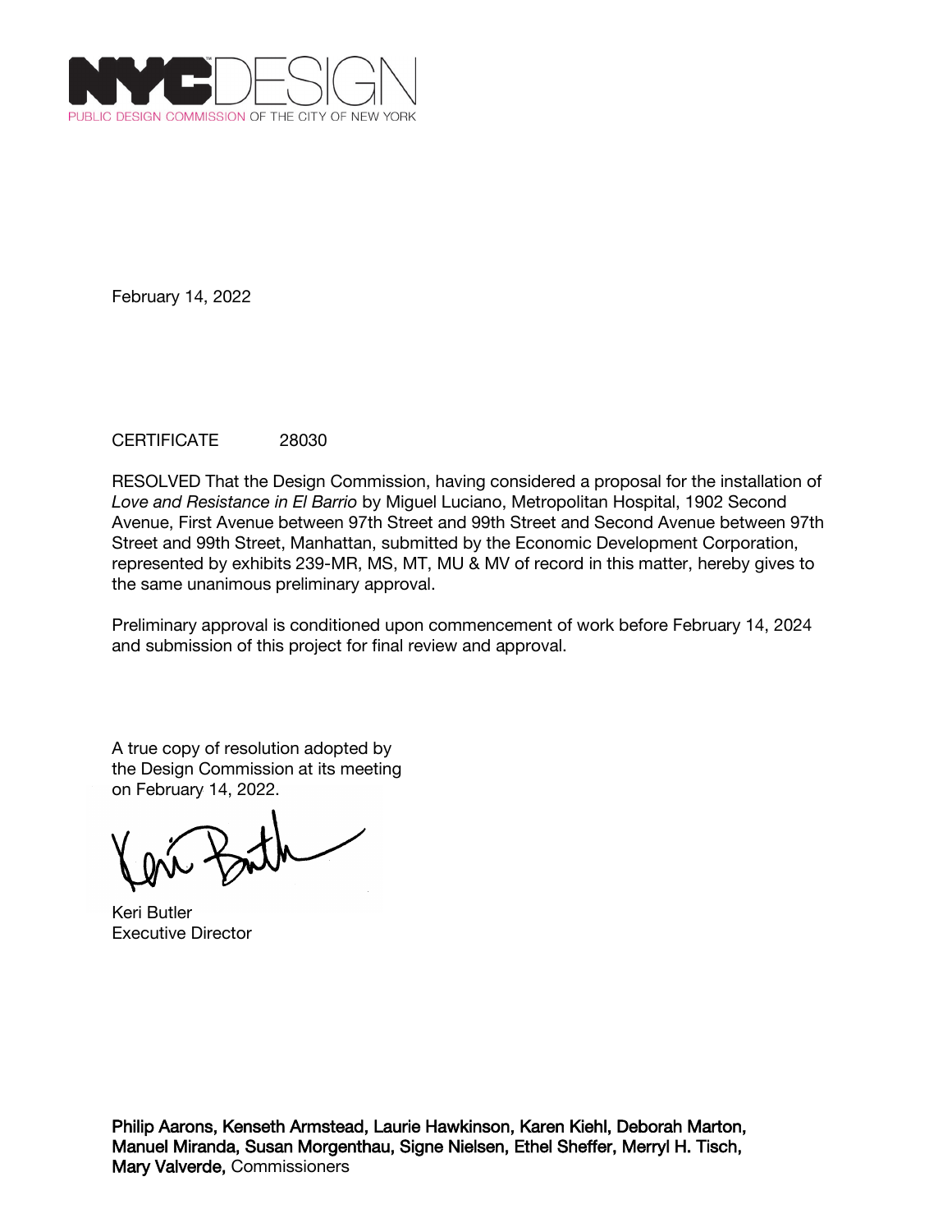NYCDESIGN
PUBLIC DESIGN COMMISSION OF THE CITY OF NEW YORK

February 14, 2022

CERTIFICATE 28030

RESOLVED That the Design Commission, having considered a proposal for the installation of *Love and Resistance in El Barrio* by Miguel Luciano, Metropolitan Hospital, 1902 Second Avenue, First Avenue between 97th Street and 99th Street and Second Avenue between 97th Street and 99th Street, Manhattan, submitted by the Economic Development Corporation, represented by exhibits 239-MR, MS, MT, MU & MV of record in this matter, hereby gives to the same unanimous preliminary approval.

Preliminary approval is conditioned upon commencement of work before February 14, 2024 and submission of this project for final review and approval.

A true copy of resolution adopted by the Design Commission at its meeting on February 14, 2022.

Keri Butler
Executive Director

**Philip Aarons, Kenseth Armstead, Laurie Hawkinson, Karen Kiehl, Deborah Marton, Manuel Miranda, Susan Morgenthau, Signe Nielsen, Ethel Sheffer, Merryl H. Tisch, Mary Valverde,** Commissioners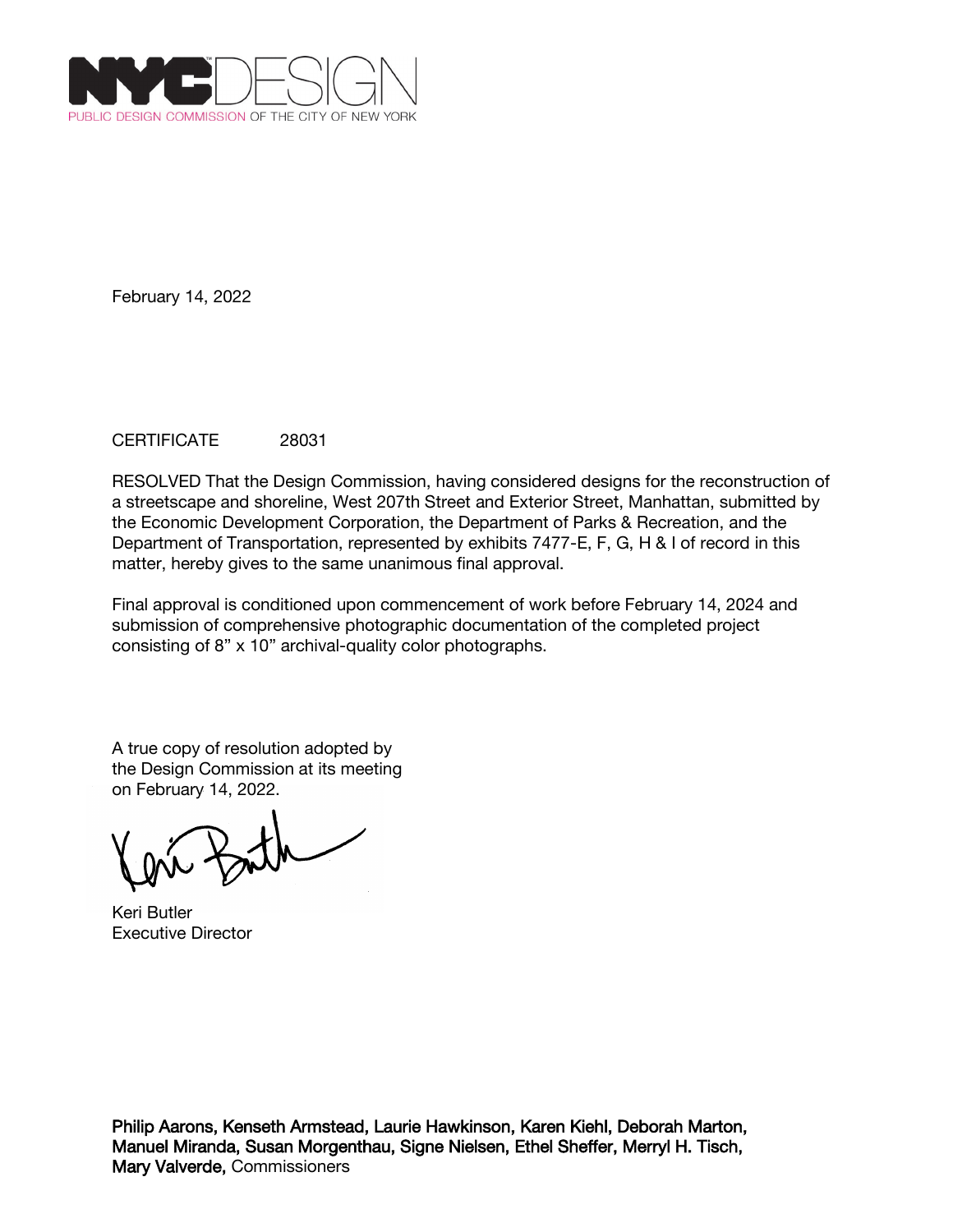NYC DESIGN
PUBLIC DESIGN COMMISSION OF THE CITY OF NEW YORK

February 14, 2022

CERTIFICATE 28031

RESOLVED That the Design Commission, having considered designs for the reconstruction of a streetscape and shoreline, West 207th Street and Exterior Street, Manhattan, submitted by the Economic Development Corporation, the Department of Parks & Recreation, and the Department of Transportation, represented by exhibits 7477-E, F, G, H & I of record in this matter, hereby gives to the same unanimous final approval.

Final approval is conditioned upon commencement of work before February 14, 2024 and submission of comprehensive photographic documentation of the completed project consisting of 8" x 10" archival-quality color photographs.

A true copy of resolution adopted by the Design Commission at its meeting on February 14, 2022.

Keri Butler
Executive Director

**Philip Aarons, Kenseth Armstead, Laurie Hawkinson, Karen Kiehl, Deborah Marton, Manuel Miranda, Susan Morgenthau, Signe Nielsen, Ethel Sheffer, Merryl H. Tisch, Mary Valverde,** Commissioners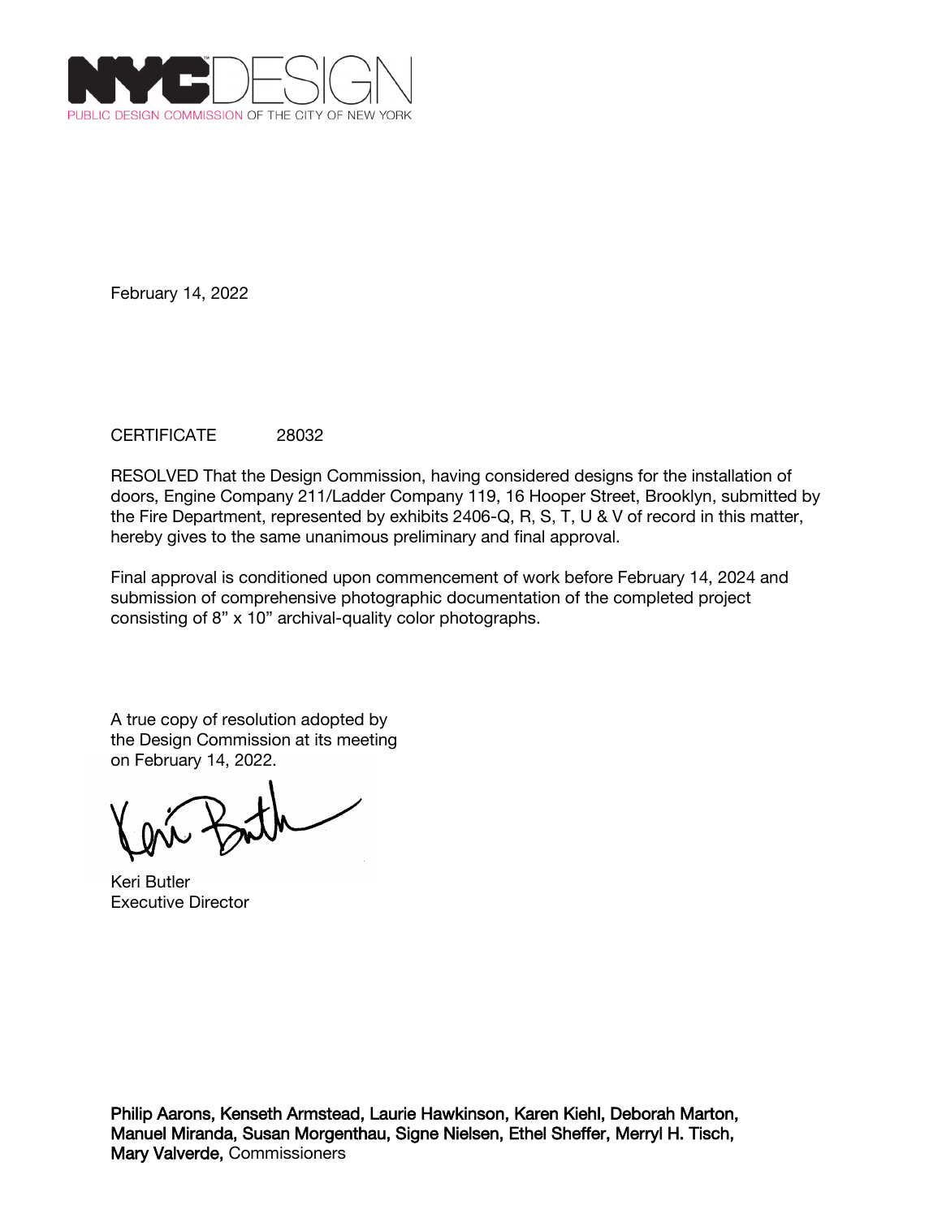NYCDESIGN
PUBLIC DESIGN COMMISSION OF THE CITY OF NEW YORK

February 14, 2022

CERTIFICATE 28032

RESOLVED That the Design Commission, having considered designs for the installation of doors, Engine Company 211/Ladder Company 119, 16 Hooper Street, Brooklyn, submitted by the Fire Department, represented by exhibits 2406-Q, R, S, T, U & V of record in this matter, hereby gives to the same unanimous preliminary and final approval.

Final approval is conditioned upon commencement of work before February 14, 2024 and submission of comprehensive photographic documentation of the completed project consisting of 8” x 10” archival-quality color photographs.

A true copy of resolution adopted by the Design Commission at its meeting on February 14, 2022.

Keri Butler
Executive Director

**Philip Aarons, Kenseth Armstead, Laurie Hawkinson, Karen Kiehl, Deborah Marton, Manuel Miranda, Susan Morgenthau, Signe Nielsen, Ethel Sheffer, Merryl H. Tisch, Mary Valverde,** Commissioners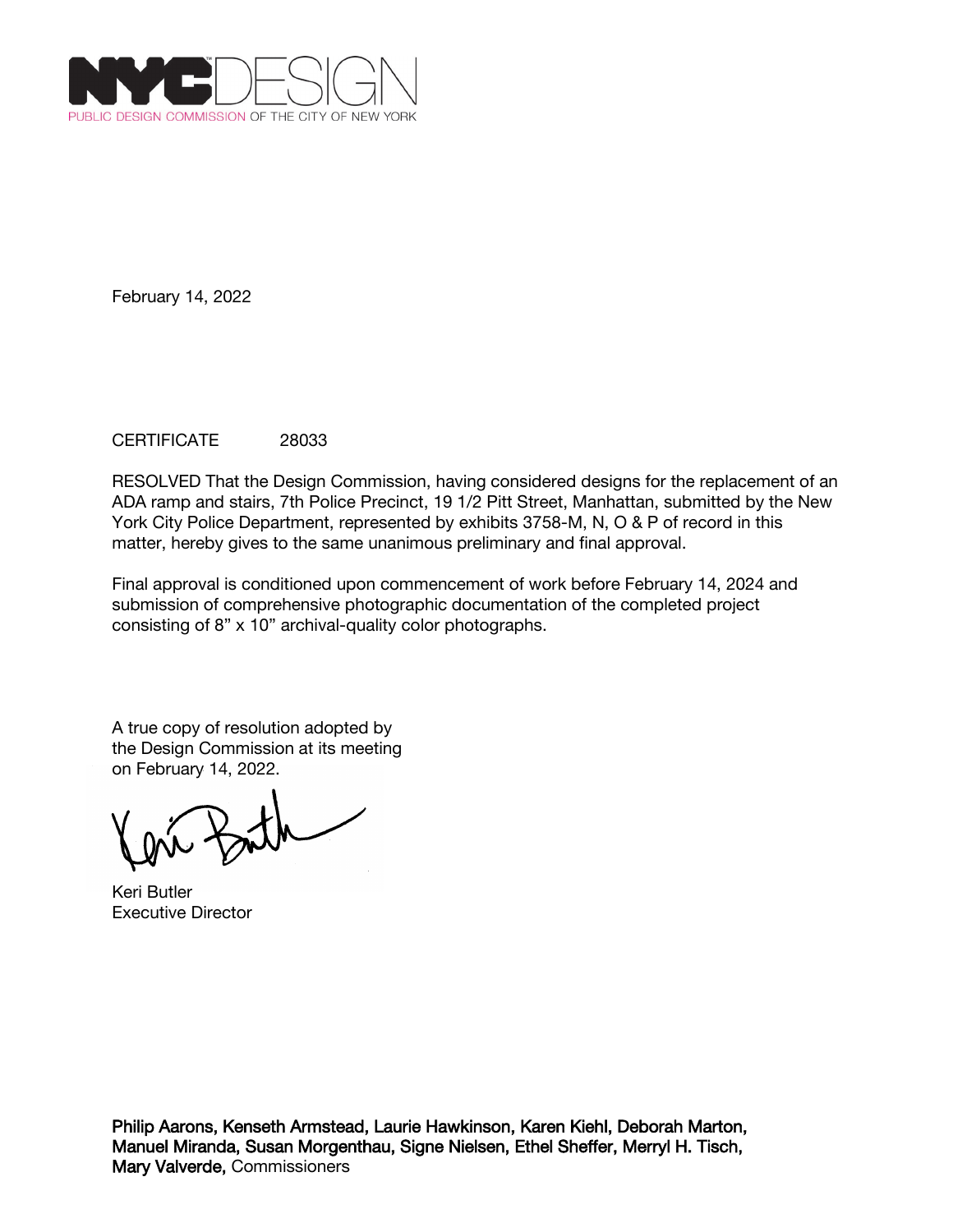NYCDESIGN
PUBLIC DESIGN COMMISSION OF THE CITY OF NEW YORK

February 14, 2022

CERTIFICATE 28033

RESOLVED That the Design Commission, having considered designs for the replacement of an ADA ramp and stairs, 7th Police Precinct, 19 1/2 Pitt Street, Manhattan, submitted by the New York City Police Department, represented by exhibits 3758-M, N, O & P of record in this matter, hereby gives to the same unanimous preliminary and final approval.

Final approval is conditioned upon commencement of work before February 14, 2024 and submission of comprehensive photographic documentation of the completed project consisting of 8” x 10” archival-quality color photographs.

A true copy of resolution adopted by
the Design Commission at its meeting
on February 14, 2022.

Keri Butler
Executive Director

**Philip Aarons, Kenseth Armstead, Laurie Hawkinson, Karen Kiehl, Deborah Marton, Manuel Miranda, Susan Morgenthau, Signe Nielsen, Ethel Sheffer, Merryl H. Tisch, Mary Valverde,** Commissioners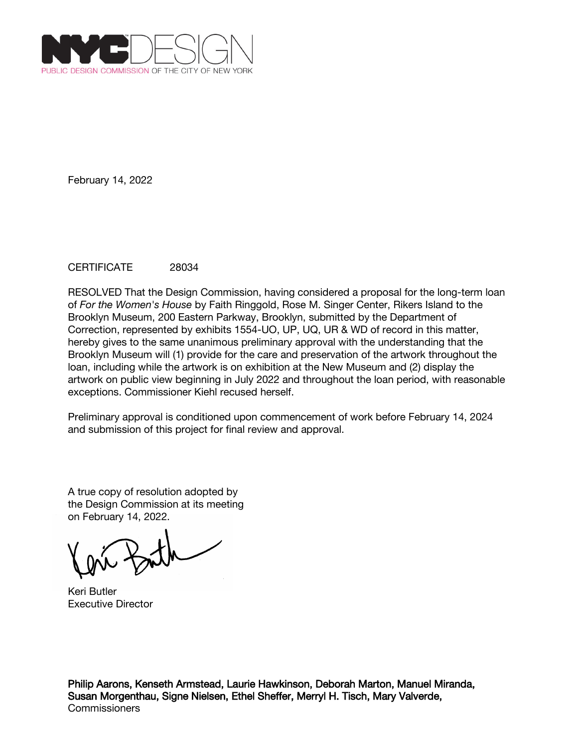NYC DESIGN
PUBLIC DESIGN COMMISSION OF THE CITY OF NEW YORK

February 14, 2022

CERTIFICATE 28034

RESOLVED That the Design Commission, having considered a proposal for the long-term loan of *For the Women's House* by Faith Ringgold, Rose M. Singer Center, Rikers Island to the Brooklyn Museum, 200 Eastern Parkway, Brooklyn, submitted by the Department of Correction, represented by exhibits 1554-UO, UP, UQ, UR & WD of record in this matter, hereby gives to the same unanimous preliminary approval with the understanding that the Brooklyn Museum will (1) provide for the care and preservation of the artwork throughout the loan, including while the artwork is on exhibition at the New Museum and (2) display the artwork on public view beginning in July 2022 and throughout the loan period, with reasonable exceptions. Commissioner Kiehl recused herself.

Preliminary approval is conditioned upon commencement of work before February 14, 2024 and submission of this project for final review and approval.

A true copy of resolution adopted by the Design Commission at its meeting on February 14, 2022.

Keri Butler
Executive Director

**Philip Aarons, Kenseth Armstead, Laurie Hawkinson, Deborah Marton, Manuel Miranda, Susan Morgenthau, Signe Nielsen, Ethel Sheffer, Merryl H. Tisch, Mary Valverde,**
Commissioners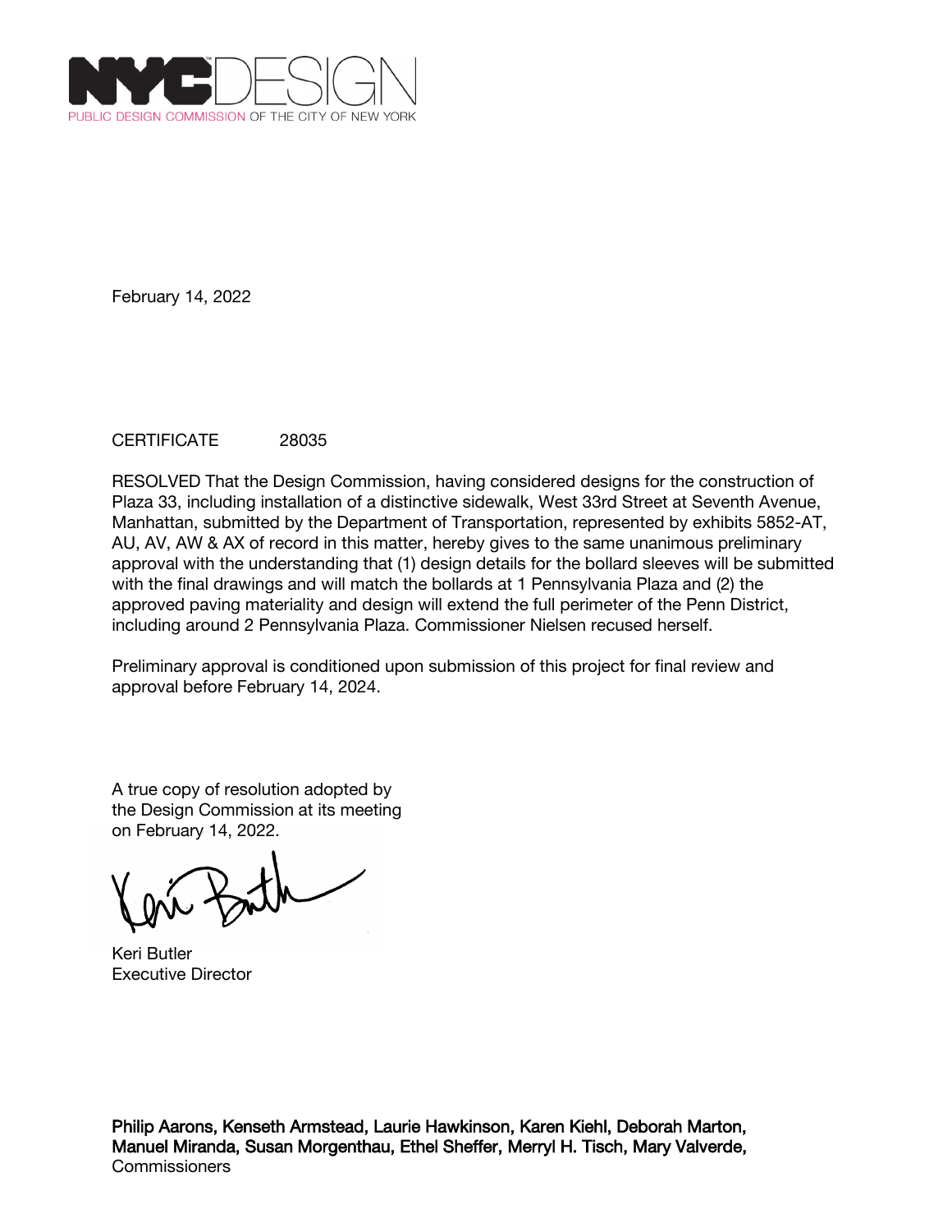NYC DESIGN

PUBLIC DESIGN COMMISSION OF THE CITY OF NEW YORK

February 14, 2022

CERTIFICATE 28035

RESOLVED That the Design Commission, having considered designs for the construction of Plaza 33, including installation of a distinctive sidewalk, West 33rd Street at Seventh Avenue, Manhattan, submitted by the Department of Transportation, represented by exhibits 5852-AT, AU, AV, AW & AX of record in this matter, hereby gives to the same unanimous preliminary approval with the understanding that (1) design details for the bollard sleeves will be submitted with the final drawings and will match the bollards at 1 Pennsylvania Plaza and (2) the approved paving materiality and design will extend the full perimeter of the Penn District, including around 2 Pennsylvania Plaza. Commissioner Nielsen recused herself.

Preliminary approval is conditioned upon submission of this project for final review and approval before February 14, 2024.

A true copy of resolution adopted by the Design Commission at its meeting on February 14, 2022.

Keri Butler
Executive Director

**Philip Aarons, Kenseth Armstead, Laurie Hawkinson, Karen Kiehl, Deborah Marton, Manuel Miranda, Susan Morgenthau, Ethel Sheffer, Merryl H. Tisch, Mary Valverde,**
Commissioners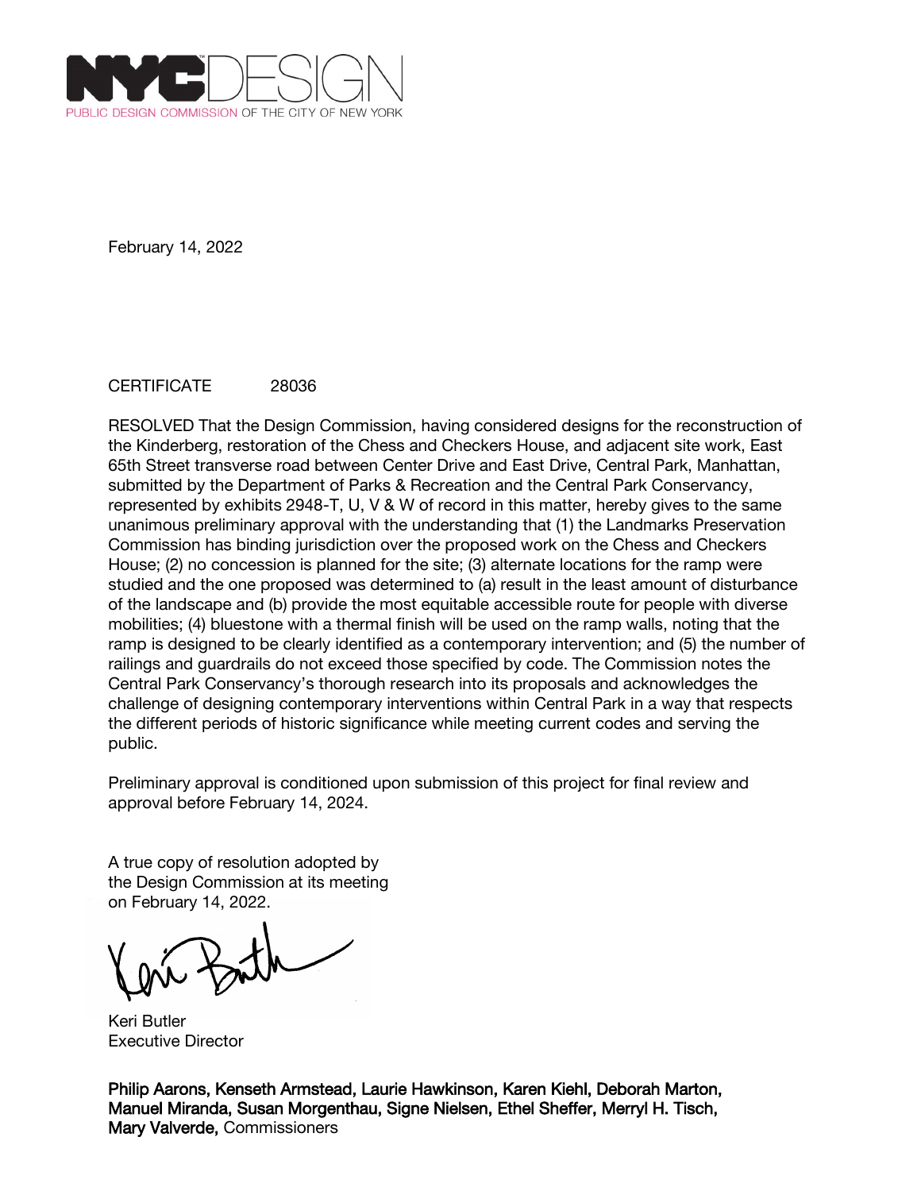NYC DESIGN
PUBLIC DESIGN COMMISSION OF THE CITY OF NEW YORK

February 14, 2022

CERTIFICATE 28036

RESOLVED That the Design Commission, having considered designs for the reconstruction of the Kinderberg, restoration of the Chess and Checkers House, and adjacent site work, East 65th Street transverse road between Center Drive and East Drive, Central Park, Manhattan, submitted by the Department of Parks & Recreation and the Central Park Conservancy, represented by exhibits 2948-T, U, V & W of record in this matter, hereby gives to the same unanimous preliminary approval with the understanding that (1) the Landmarks Preservation Commission has binding jurisdiction over the proposed work on the Chess and Checkers House; (2) no concession is planned for the site; (3) alternate locations for the ramp were studied and the one proposed was determined to (a) result in the least amount of disturbance of the landscape and (b) provide the most equitable accessible route for people with diverse mobilities; (4) bluestone with a thermal finish will be used on the ramp walls, noting that the ramp is designed to be clearly identified as a contemporary intervention; and (5) the number of railings and guardrails do not exceed those specified by code. The Commission notes the Central Park Conservancy's thorough research into its proposals and acknowledges the challenge of designing contemporary interventions within Central Park in a way that respects the different periods of historic significance while meeting current codes and serving the public.

Preliminary approval is conditioned upon submission of this project for final review and approval before February 14, 2024.

A true copy of resolution adopted by the Design Commission at its meeting on February 14, 2022.

Keri Butler
Executive Director

**Philip Aarons, Kenseth Armstead, Laurie Hawkinson, Karen Kiehl, Deborah Marton, Manuel Miranda, Susan Morgenthau, Signe Nielsen, Ethel Sheffer, Merryl H. Tisch, Mary Valverde,** Commissioners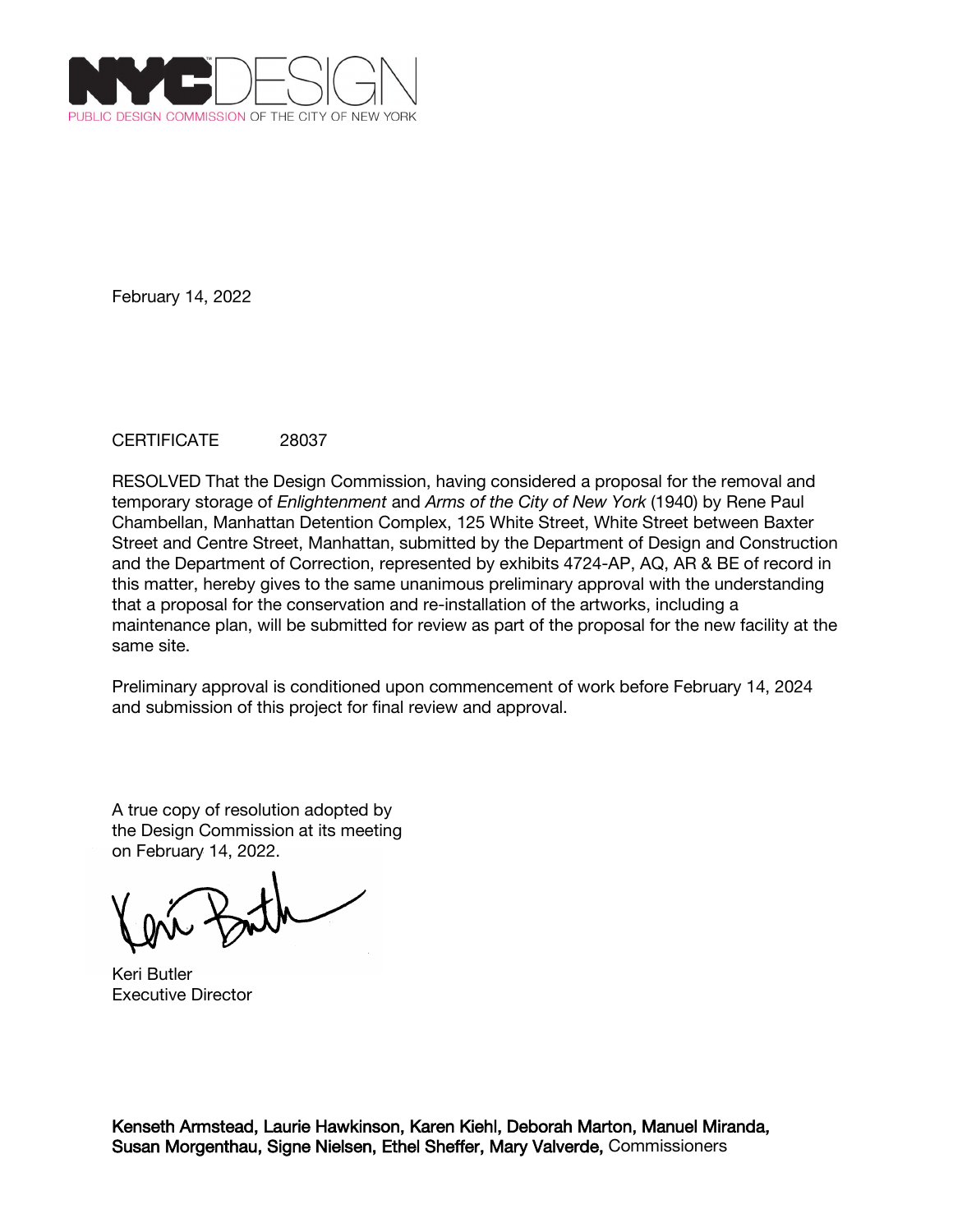NYC DESIGN
PUBLIC DESIGN COMMISSION OF THE CITY OF NEW YORK

February 14, 2022

CERTIFICATE 28037

RESOLVED That the Design Commission, having considered a proposal for the removal and temporary storage of *Enlightenment* and *Arms of the City of New York* (1940) by Rene Paul Chambellan, Manhattan Detention Complex, 125 White Street, White Street between Baxter Street and Centre Street, Manhattan, submitted by the Department of Design and Construction and the Department of Correction, represented by exhibits 4724-AP, AQ, AR & BE of record in this matter, hereby gives to the same unanimous preliminary approval with the understanding that a proposal for the conservation and re-installation of the artworks, including a maintenance plan, will be submitted for review as part of the proposal for the new facility at the same site.

Preliminary approval is conditioned upon commencement of work before February 14, 2024 and submission of this project for final review and approval.

A true copy of resolution adopted by the Design Commission at its meeting on February 14, 2022.

Keri Butler
Executive Director

**Kenseth Armstead, Laurie Hawkinson, Karen Kiehl, Deborah Marton, Manuel Miranda, Susan Morgenthau, Signe Nielsen, Ethel Sheffer, Mary Valverde,** Commissioners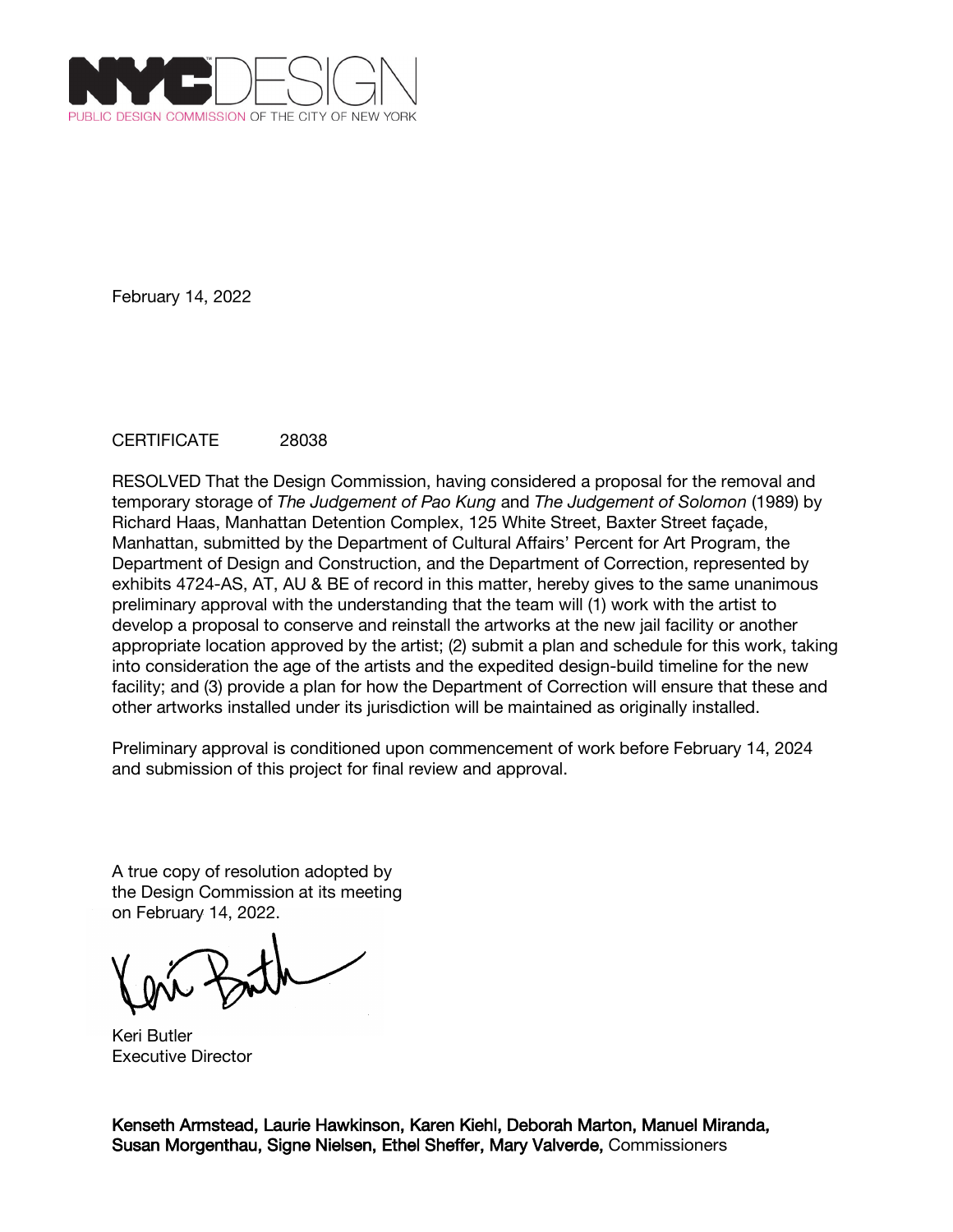NYCDESIGN
PUBLIC DESIGN COMMISSION OF THE CITY OF NEW YORK

February 14, 2022

CERTIFICATE 28038

RESOLVED That the Design Commission, having considered a proposal for the removal and temporary storage of *The Judgement of Pao Kung* and *The Judgement of Solomon* (1989) by Richard Haas, Manhattan Detention Complex, 125 White Street, Baxter Street façade, Manhattan, submitted by the Department of Cultural Affairs' Percent for Art Program, the Department of Design and Construction, and the Department of Correction, represented by exhibits 4724-AS, AT, AU & BE of record in this matter, hereby gives to the same unanimous preliminary approval with the understanding that the team will (1) work with the artist to develop a proposal to conserve and reinstall the artworks at the new jail facility or another appropriate location approved by the artist; (2) submit a plan and schedule for this work, taking into consideration the age of the artists and the expedited design-build timeline for the new facility; and (3) provide a plan for how the Department of Correction will ensure that these and other artworks installed under its jurisdiction will be maintained as originally installed.

Preliminary approval is conditioned upon commencement of work before February 14, 2024 and submission of this project for final review and approval.

A true copy of resolution adopted by the Design Commission at its meeting on February 14, 2022.

Keri Butler
Executive Director

**Kenseth Armstead, Laurie Hawkinson, Karen Kiehl, Deborah Marton, Manuel Miranda, Susan Morgenthau, Signe Nielsen, Ethel Sheffer, Mary Valverde,** Commissioners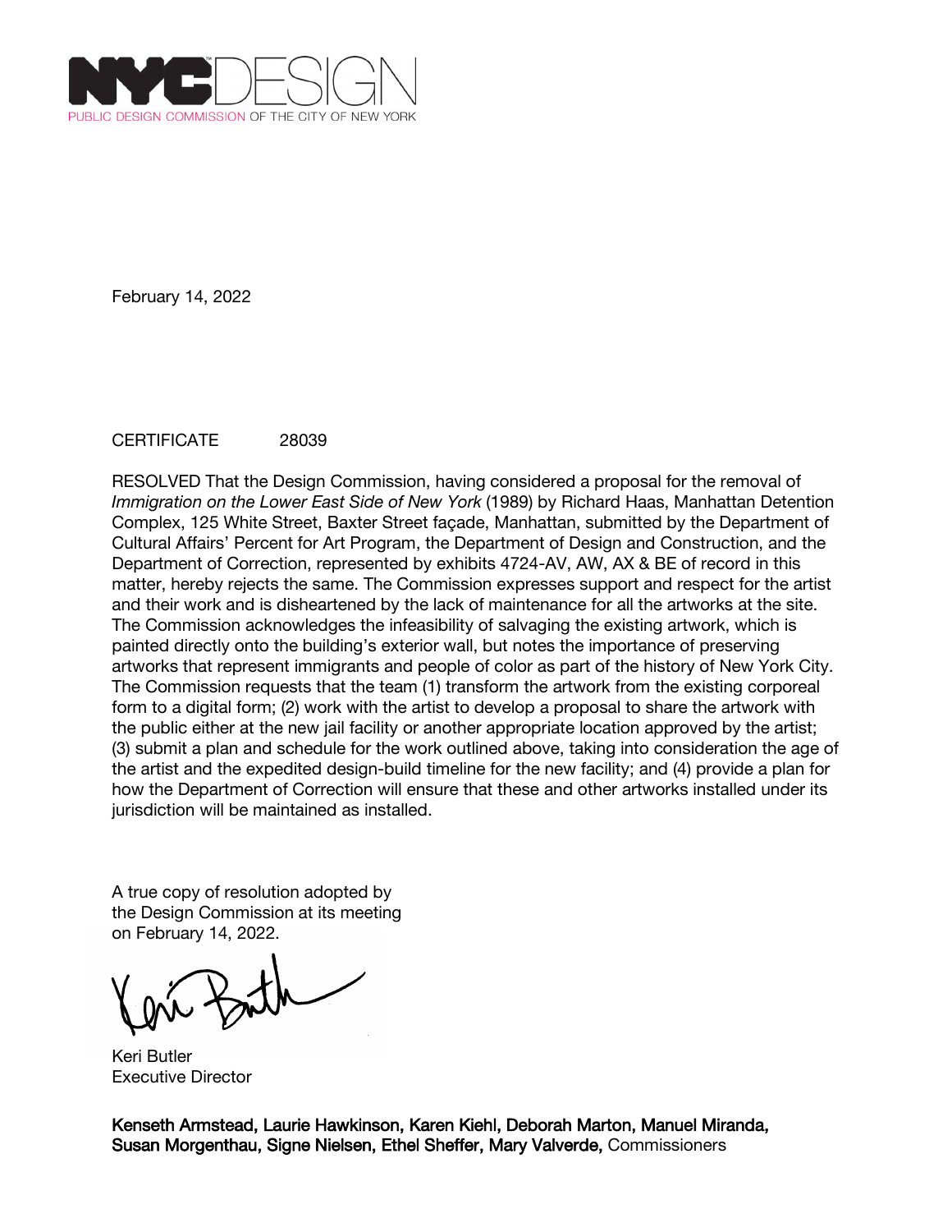NYCDESIGN
PUBLIC DESIGN COMMISSION OF THE CITY OF NEW YORK

February 14, 2022

CERTIFICATE 28039

RESOLVED That the Design Commission, having considered a proposal for the removal of *Immigration on the Lower East Side of New York* (1989) by Richard Haas, Manhattan Detention Complex, 125 White Street, Baxter Street façade, Manhattan, submitted by the Department of Cultural Affairs' Percent for Art Program, the Department of Design and Construction, and the Department of Correction, represented by exhibits 4724-AV, AW, AX & BE of record in this matter, hereby rejects the same. The Commission expresses support and respect for the artist and their work and is disheartened by the lack of maintenance for all the artworks at the site. The Commission acknowledges the infeasibility of salvaging the existing artwork, which is painted directly onto the building's exterior wall, but notes the importance of preserving artworks that represent immigrants and people of color as part of the history of New York City. The Commission requests that the team (1) transform the artwork from the existing corporeal form to a digital form; (2) work with the artist to develop a proposal to share the artwork with the public either at the new jail facility or another appropriate location approved by the artist; (3) submit a plan and schedule for the work outlined above, taking into consideration the age of the artist and the expedited design-build timeline for the new facility; and (4) provide a plan for how the Department of Correction will ensure that these and other artworks installed under its jurisdiction will be maintained as installed.

A true copy of resolution adopted by the Design Commission at its meeting on February 14, 2022.

Keri Butler
Executive Director

**Kenseth Armstead, Laurie Hawkinson, Karen Kiehl, Deborah Marton, Manuel Miranda, Susan Morgenthau, Signe Nielsen, Ethel Sheffer, Mary Valverde,** Commissioners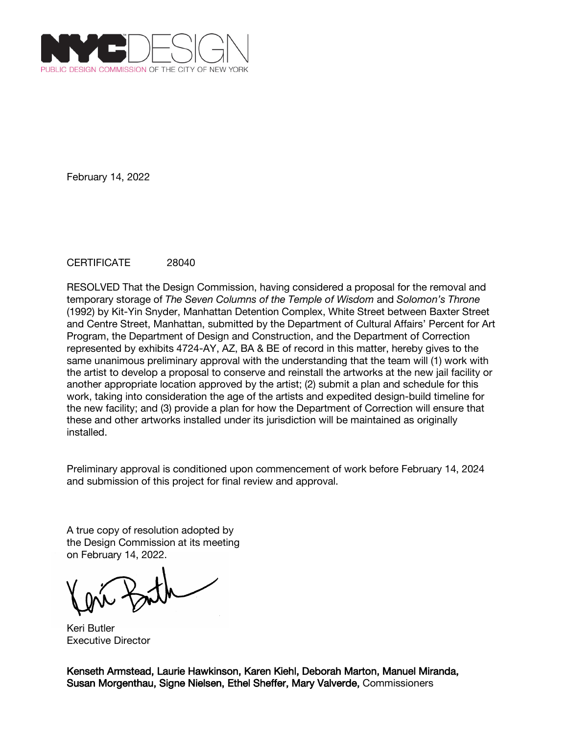NYC DESIGN
PUBLIC DESIGN COMMISSION OF THE CITY OF NEW YORK

February 14, 2022

CERTIFICATE 28040

RESOLVED That the Design Commission, having considered a proposal for the removal and temporary storage of *The Seven Columns of the Temple of Wisdom* and *Solomon's Throne* (1992) by Kit-Yin Snyder, Manhattan Detention Complex, White Street between Baxter Street and Centre Street, Manhattan, submitted by the Department of Cultural Affairs' Percent for Art Program, the Department of Design and Construction, and the Department of Correction represented by exhibits 4724-AY, AZ, BA & BE of record in this matter, hereby gives to the same unanimous preliminary approval with the understanding that the team will (1) work with the artist to develop a proposal to conserve and reinstall the artworks at the new jail facility or another appropriate location approved by the artist; (2) submit a plan and schedule for this work, taking into consideration the age of the artists and expedited design-build timeline for the new facility; and (3) provide a plan for how the Department of Correction will ensure that these and other artworks installed under its jurisdiction will be maintained as originally installed.

Preliminary approval is conditioned upon commencement of work before February 14, 2024 and submission of this project for final review and approval.

A true copy of resolution adopted by the Design Commission at its meeting on February 14, 2022.

Keri Butler
Executive Director

**Kenseth Armstead, Laurie Hawkinson, Karen Kiehl, Deborah Marton, Manuel Miranda, Susan Morgenthau, Signe Nielsen, Ethel Sheffer, Mary Valverde,** Commissioners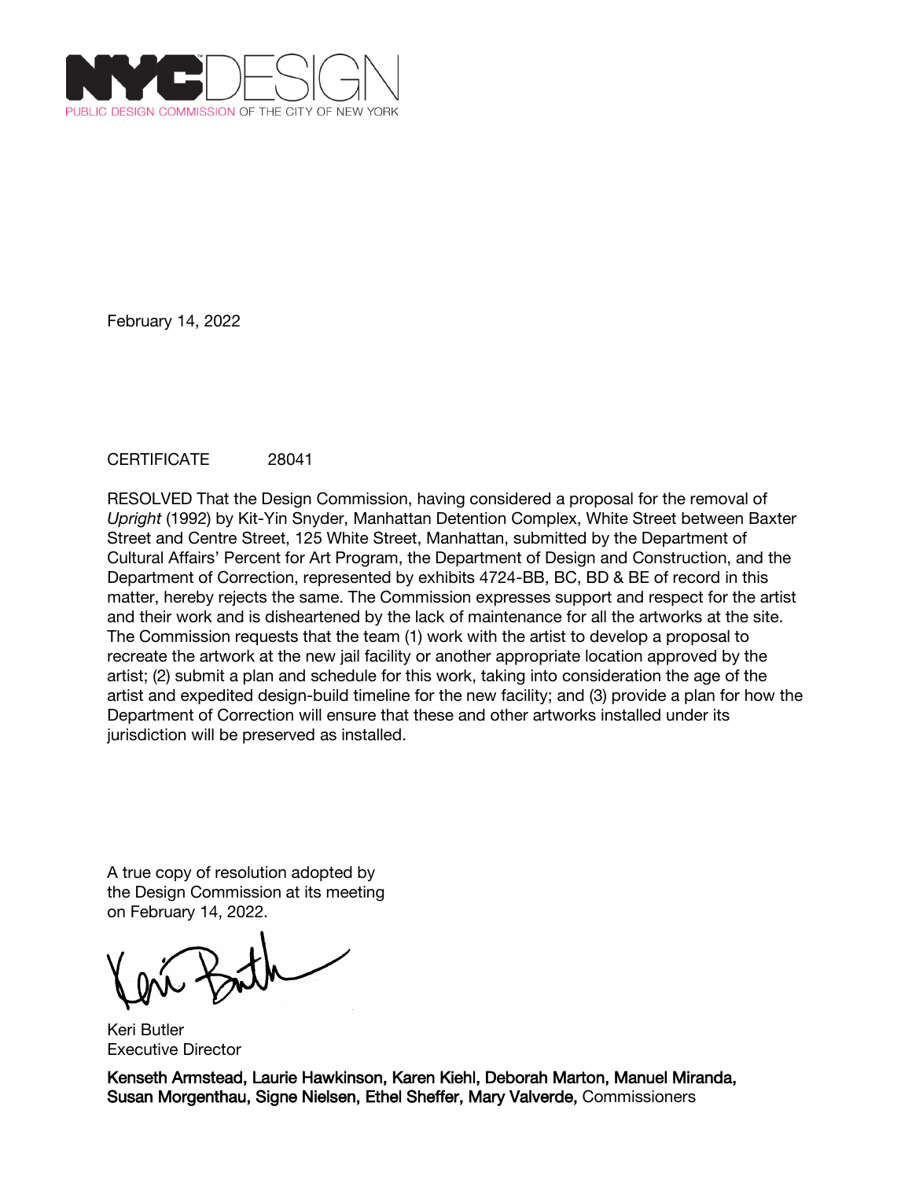NYC DESIGN

PUBLIC DESIGN COMMISSION OF THE CITY OF NEW YORK

February 14, 2022

CERTIFICATE 28041

RESOLVED That the Design Commission, having considered a proposal for the removal of *Upright* (1992) by Kit-Yin Snyder, Manhattan Detention Complex, White Street between Baxter Street and Centre Street, 125 White Street, Manhattan, submitted by the Department of Cultural Affairs' Percent for Art Program, the Department of Design and Construction, and the Department of Correction, represented by exhibits 4724-BB, BC, BD & BE of record in this matter, hereby rejects the same. The Commission expresses support and respect for the artist and their work and is disheartened by the lack of maintenance for all the artworks at the site. The Commission requests that the team (1) work with the artist to develop a proposal to recreate the artwork at the new jail facility or another appropriate location approved by the artist; (2) submit a plan and schedule for this work, taking into consideration the age of the artist and expedited design-build timeline for the new facility; and (3) provide a plan for how the Department of Correction will ensure that these and other artworks installed under its jurisdiction will be preserved as installed.

A true copy of resolution adopted by the Design Commission at its meeting on February 14, 2022.

Keri Butler
Executive Director

**Kenseth Armstead, Laurie Hawkinson, Karen Kiehl, Deborah Marton, Manuel Miranda, Susan Morgenthau, Signe Nielsen, Ethel Sheffer, Mary Valverde,** Commissioners